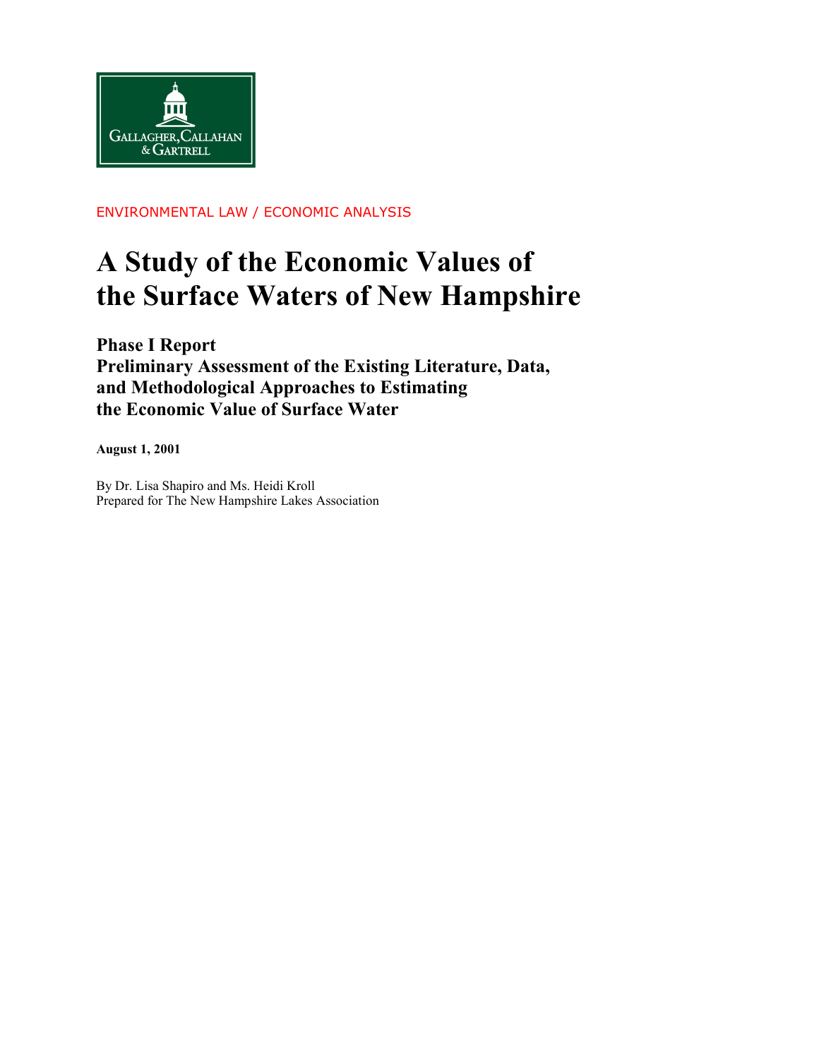GALLAGHER, CALLAHAN & GARTRELL

ENVIRONMENTAL LAW / ECONOMIC ANALYSIS

# A Study of the Economic Values of the Surface Waters of New Hampshire

### Phase I Report
### Preliminary Assessment of the Existing Literature, Data, and Methodological Approaches to Estimating the Economic Value of Surface Water

**August 1, 2001**

By Dr. Lisa Shapiro and Ms. Heidi Kroll
Prepared for The New Hampshire Lakes Association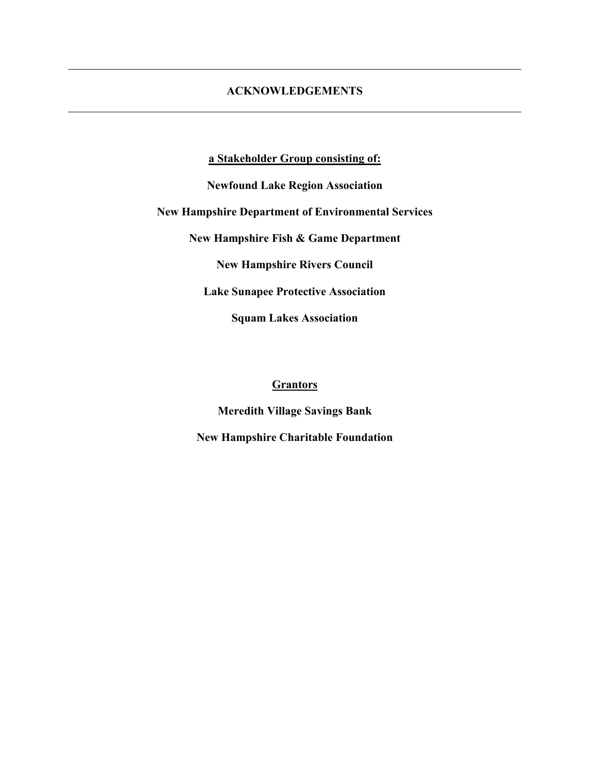# ACKNOWLEDGEMENTS

**a Stakeholder Group consisting of:**

**Newfound Lake Region Association**

**New Hampshire Department of Environmental Services**

**New Hampshire Fish & Game Department**

**New Hampshire Rivers Council**

**Lake Sunapee Protective Association**

**Squam Lakes Association**

**Grantors**

**Meredith Village Savings Bank**

**New Hampshire Charitable Foundation**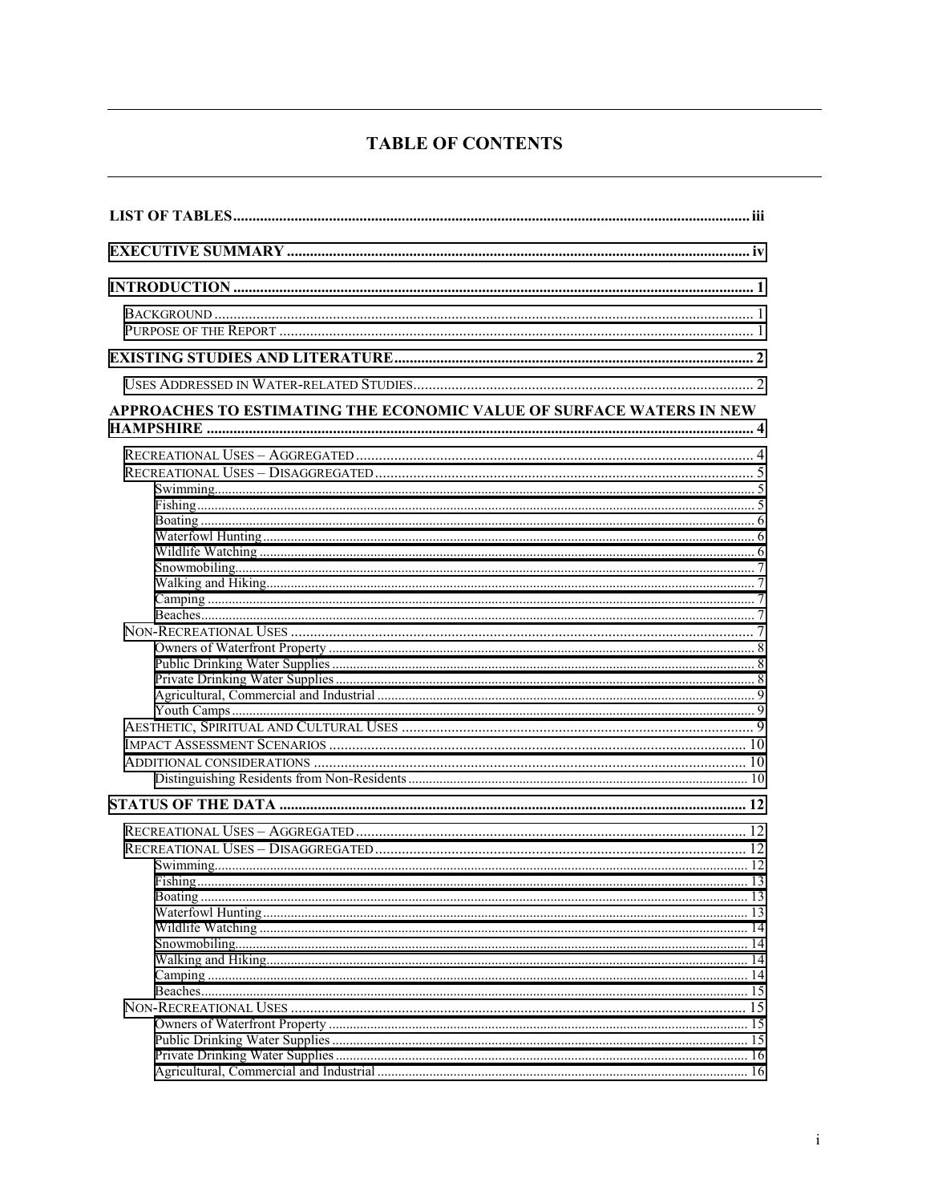# TABLE OF CONTENTS

**LIST OF TABLES** .......... iii

**EXECUTIVE SUMMARY** .......... iv

**INTRODUCTION** .......... 1

- BACKGROUND .......... 1
- PURPOSE OF THE REPORT .......... 1

**EXISTING STUDIES AND LITERATURE** .......... 2

- USES ADDRESSED IN WATER-RELATED STUDIES .......... 2

**APPROACHES TO ESTIMATING THE ECONOMIC VALUE OF SURFACE WATERS IN NEW HAMPSHIRE** .......... 4

- RECREATIONAL USES – AGGREGATED .......... 4
- RECREATIONAL USES – DISAGGREGATED .......... 5
  - Swimming .......... 5
  - Fishing .......... 5
  - Boating .......... 6
  - Waterfowl Hunting .......... 6
  - Wildlife Watching .......... 6
  - Snowmobiling .......... 7
  - Walking and Hiking .......... 7
  - Camping .......... 7
  - Beaches .......... 7
- NON-RECREATIONAL USES .......... 7
  - Owners of Waterfront Property .......... 8
  - Public Drinking Water Supplies .......... 8
  - Private Drinking Water Supplies .......... 8
  - Agricultural, Commercial and Industrial .......... 9
  - Youth Camps .......... 9
- AESTHETIC, SPIRITUAL AND CULTURAL USES .......... 9
- IMPACT ASSESSMENT SCENARIOS .......... 10
- ADDITIONAL CONSIDERATIONS .......... 10
  - Distinguishing Residents from Non-Residents .......... 10

**STATUS OF THE DATA** .......... 12

- RECREATIONAL USES – AGGREGATED .......... 12
- RECREATIONAL USES – DISAGGREGATED .......... 12
  - Swimming .......... 12
  - Fishing .......... 13
  - Boating .......... 13
  - Waterfowl Hunting .......... 13
  - Wildlife Watching .......... 14
  - Snowmobiling .......... 14
  - Walking and Hiking .......... 14
  - Camping .......... 14
  - Beaches .......... 15
- NON-RECREATIONAL USES .......... 15
  - Owners of Waterfront Property .......... 15
  - Public Drinking Water Supplies .......... 15
  - Private Drinking Water Supplies .......... 16
  - Agricultural, Commercial and Industrial .......... 16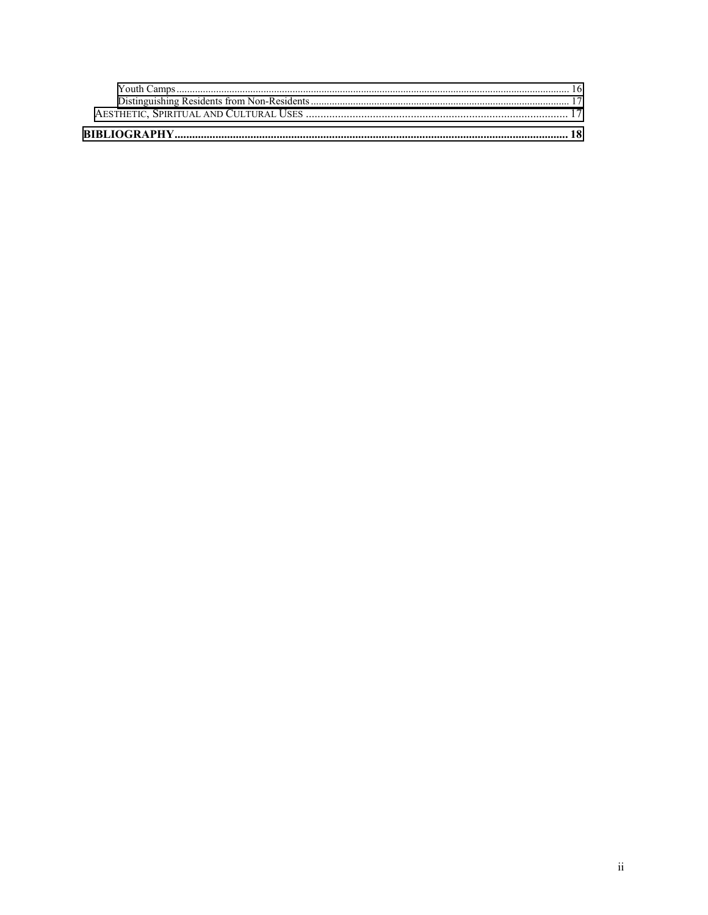Youth Camps ........................................................................................................................................ 16
Distinguishing Residents from Non-Residents ................................................................................ 17
AESTHETIC, SPIRITUAL AND CULTURAL USES ............................................................................................ 17

**BIBLIOGRAPHY ......................................................................................................................................... 18**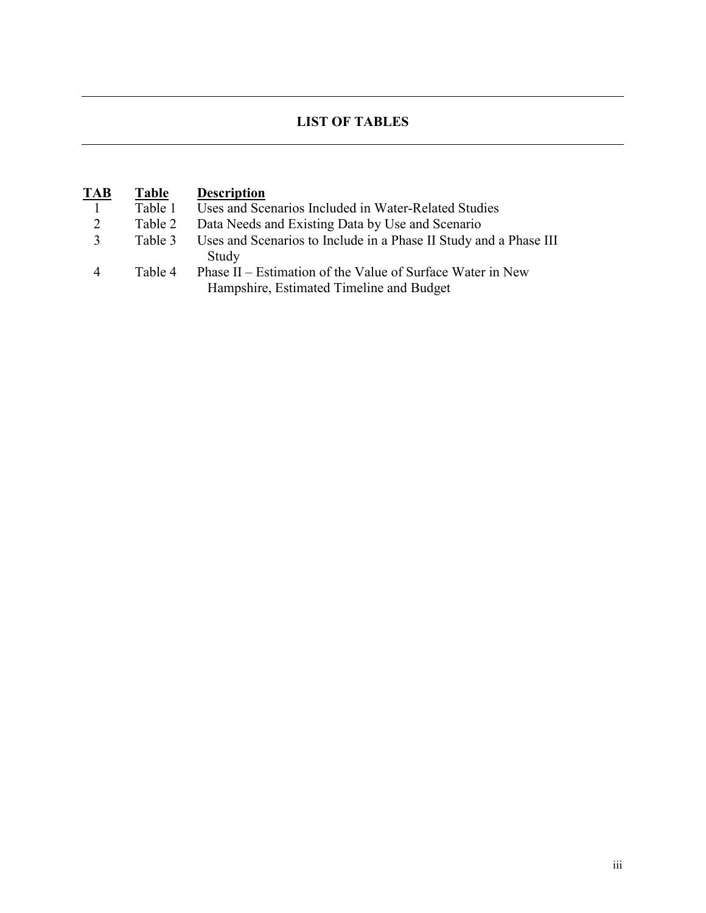# LIST OF TABLES

| TAB | Table | Description |
|---|---|---|
| 1 | Table 1 | Uses and Scenarios Included in Water-Related Studies |
| 2 | Table 2 | Data Needs and Existing Data by Use and Scenario |
| 3 | Table 3 | Uses and Scenarios to Include in a Phase II Study and a Phase III Study |
| 4 | Table 4 | Phase II – Estimation of the Value of Surface Water in New Hampshire, Estimated Timeline and Budget |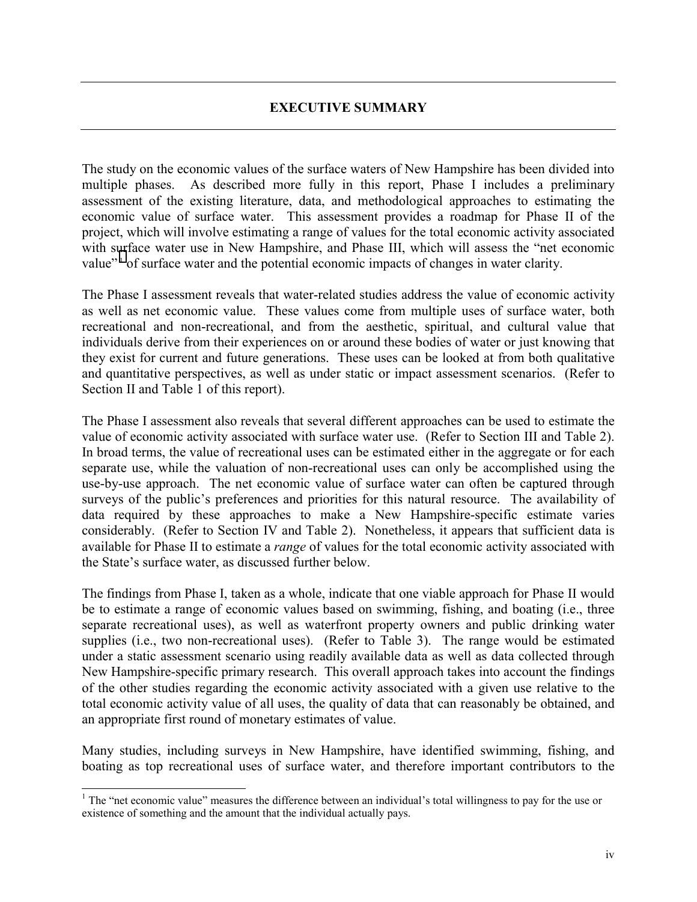# EXECUTIVE SUMMARY

The study on the economic values of the surface waters of New Hampshire has been divided into multiple phases. As described more fully in this report, Phase I includes a preliminary assessment of the existing literature, data, and methodological approaches to estimating the economic value of surface water. This assessment provides a roadmap for Phase II of the project, which will involve estimating a range of values for the total economic activity associated with surface water use in New Hampshire, and Phase III, which will assess the "net economic value"[1] of surface water and the potential economic impacts of changes in water clarity.

The Phase I assessment reveals that water-related studies address the value of economic activity as well as net economic value. These values come from multiple uses of surface water, both recreational and non-recreational, and from the aesthetic, spiritual, and cultural value that individuals derive from their experiences on or around these bodies of water or just knowing that they exist for current and future generations. These uses can be looked at from both qualitative and quantitative perspectives, as well as under static or impact assessment scenarios. (Refer to Section II and Table 1 of this report).

The Phase I assessment also reveals that several different approaches can be used to estimate the value of economic activity associated with surface water use. (Refer to Section III and Table 2). In broad terms, the value of recreational uses can be estimated either in the aggregate or for each separate use, while the valuation of non-recreational uses can only be accomplished using the use-by-use approach. The net economic value of surface water can often be captured through surveys of the public's preferences and priorities for this natural resource. The availability of data required by these approaches to make a New Hampshire-specific estimate varies considerably. (Refer to Section IV and Table 2). Nonetheless, it appears that sufficient data is available for Phase II to estimate a *range* of values for the total economic activity associated with the State's surface water, as discussed further below.

The findings from Phase I, taken as a whole, indicate that one viable approach for Phase II would be to estimate a range of economic values based on swimming, fishing, and boating (i.e., three separate recreational uses), as well as waterfront property owners and public drinking water supplies (i.e., two non-recreational uses). (Refer to Table 3). The range would be estimated under a static assessment scenario using readily available data as well as data collected through New Hampshire-specific primary research. This overall approach takes into account the findings of the other studies regarding the economic activity associated with a given use relative to the total economic activity value of all uses, the quality of data that can reasonably be obtained, and an appropriate first round of monetary estimates of value.

Many studies, including surveys in New Hampshire, have identified swimming, fishing, and boating as top recreational uses of surface water, and therefore important contributors to the

[1] The "net economic value" measures the difference between an individual's total willingness to pay for the use or existence of something and the amount that the individual actually pays.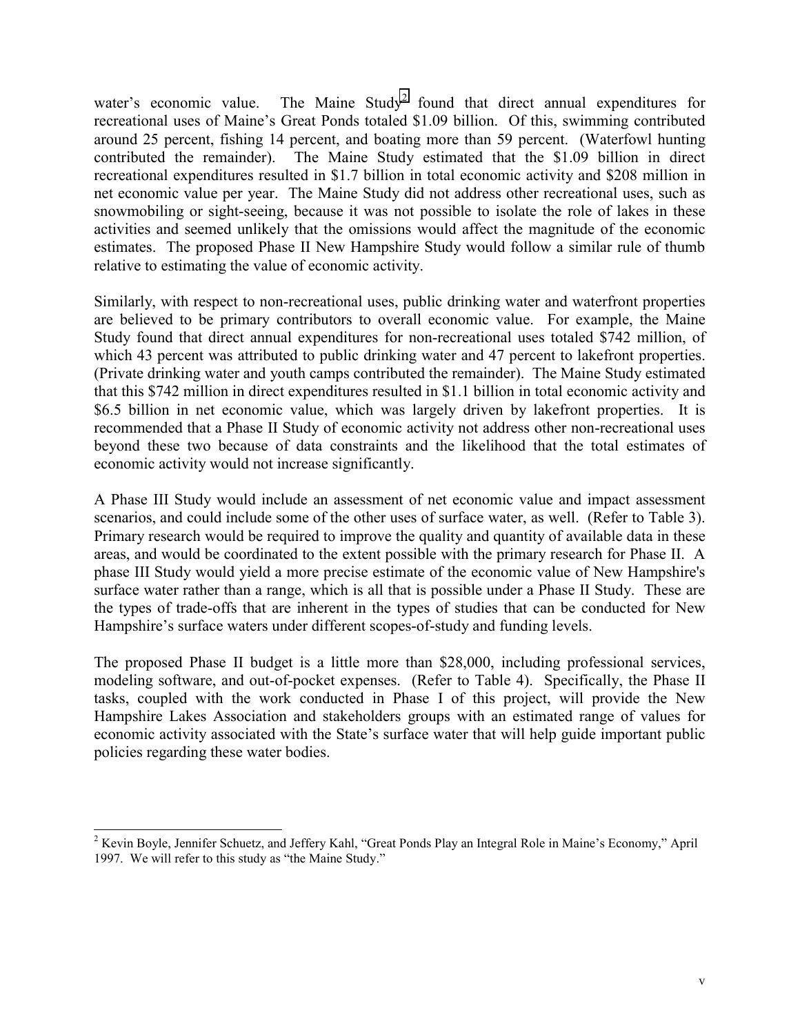water's economic value. The Maine Study[2] found that direct annual expenditures for recreational uses of Maine's Great Ponds totaled $1.09 billion. Of this, swimming contributed around 25 percent, fishing 14 percent, and boating more than 59 percent. (Waterfowl hunting contributed the remainder). The Maine Study estimated that the $1.09 billion in direct recreational expenditures resulted in $1.7 billion in total economic activity and $208 million in net economic value per year. The Maine Study did not address other recreational uses, such as snowmobiling or sight-seeing, because it was not possible to isolate the role of lakes in these activities and seemed unlikely that the omissions would affect the magnitude of the economic estimates. The proposed Phase II New Hampshire Study would follow a similar rule of thumb relative to estimating the value of economic activity.

Similarly, with respect to non-recreational uses, public drinking water and waterfront properties are believed to be primary contributors to overall economic value. For example, the Maine Study found that direct annual expenditures for non-recreational uses totaled $742 million, of which 43 percent was attributed to public drinking water and 47 percent to lakefront properties. (Private drinking water and youth camps contributed the remainder). The Maine Study estimated that this $742 million in direct expenditures resulted in $1.1 billion in total economic activity and $6.5 billion in net economic value, which was largely driven by lakefront properties. It is recommended that a Phase II Study of economic activity not address other non-recreational uses beyond these two because of data constraints and the likelihood that the total estimates of economic activity would not increase significantly.

A Phase III Study would include an assessment of net economic value and impact assessment scenarios, and could include some of the other uses of surface water, as well. (Refer to Table 3). Primary research would be required to improve the quality and quantity of available data in these areas, and would be coordinated to the extent possible with the primary research for Phase II. A phase III Study would yield a more precise estimate of the economic value of New Hampshire's surface water rather than a range, which is all that is possible under a Phase II Study. These are the types of trade-offs that are inherent in the types of studies that can be conducted for New Hampshire's surface waters under different scopes-of-study and funding levels.

The proposed Phase II budget is a little more than $28,000, including professional services, modeling software, and out-of-pocket expenses. (Refer to Table 4). Specifically, the Phase II tasks, coupled with the work conducted in Phase I of this project, will provide the New Hampshire Lakes Association and stakeholders groups with an estimated range of values for economic activity associated with the State's surface water that will help guide important public policies regarding these water bodies.

---

[2] Kevin Boyle, Jennifer Schuetz, and Jeffery Kahl, "Great Ponds Play an Integral Role in Maine's Economy," April 1997. We will refer to this study as "the Maine Study."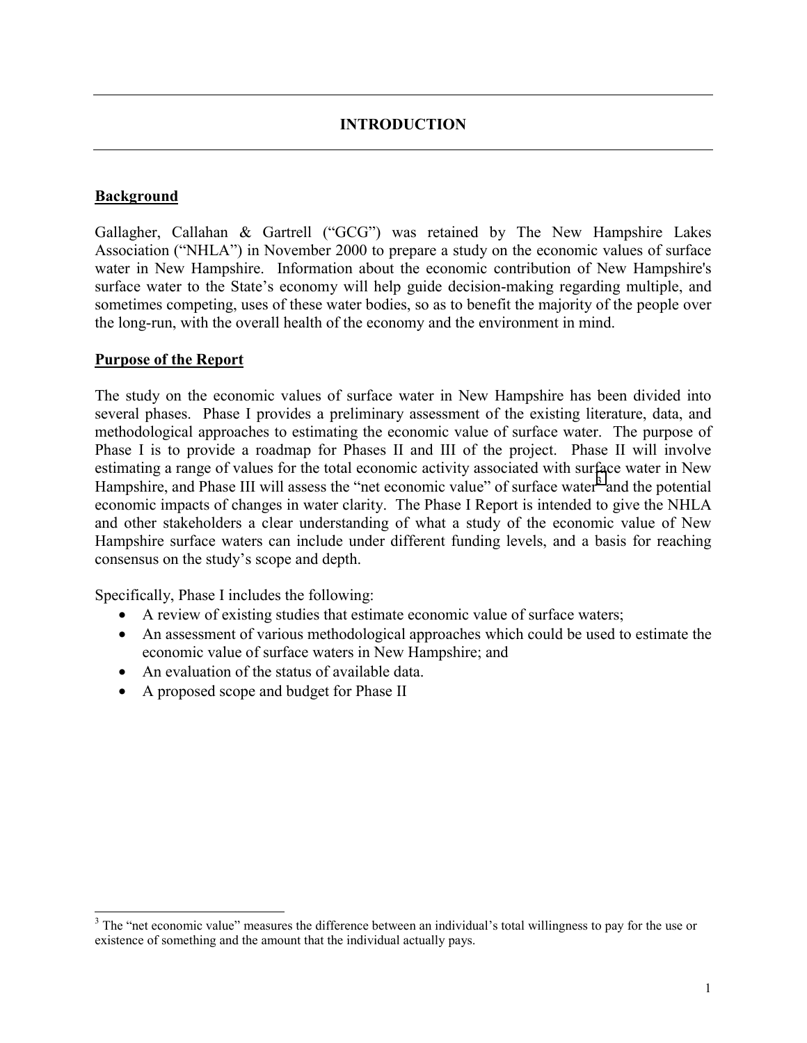# INTRODUCTION

## Background

Gallagher, Callahan & Gartrell ("GCG") was retained by The New Hampshire Lakes Association ("NHLA") in November 2000 to prepare a study on the economic values of surface water in New Hampshire. Information about the economic contribution of New Hampshire's surface water to the State's economy will help guide decision-making regarding multiple, and sometimes competing, uses of these water bodies, so as to benefit the majority of the people over the long-run, with the overall health of the economy and the environment in mind.

## Purpose of the Report

The study on the economic values of surface water in New Hampshire has been divided into several phases. Phase I provides a preliminary assessment of the existing literature, data, and methodological approaches to estimating the economic value of surface water. The purpose of Phase I is to provide a roadmap for Phases II and III of the project. Phase II will involve estimating a range of values for the total economic activity associated with surface water in New Hampshire, and Phase III will assess the "net economic value" of surface water[3] and the potential economic impacts of changes in water clarity. The Phase I Report is intended to give the NHLA and other stakeholders a clear understanding of what a study of the economic value of New Hampshire surface waters can include under different funding levels, and a basis for reaching consensus on the study's scope and depth.

Specifically, Phase I includes the following:

- A review of existing studies that estimate economic value of surface waters;
- An assessment of various methodological approaches which could be used to estimate the economic value of surface waters in New Hampshire; and
- An evaluation of the status of available data.
- A proposed scope and budget for Phase II

[3] The "net economic value" measures the difference between an individual's total willingness to pay for the use or existence of something and the amount that the individual actually pays.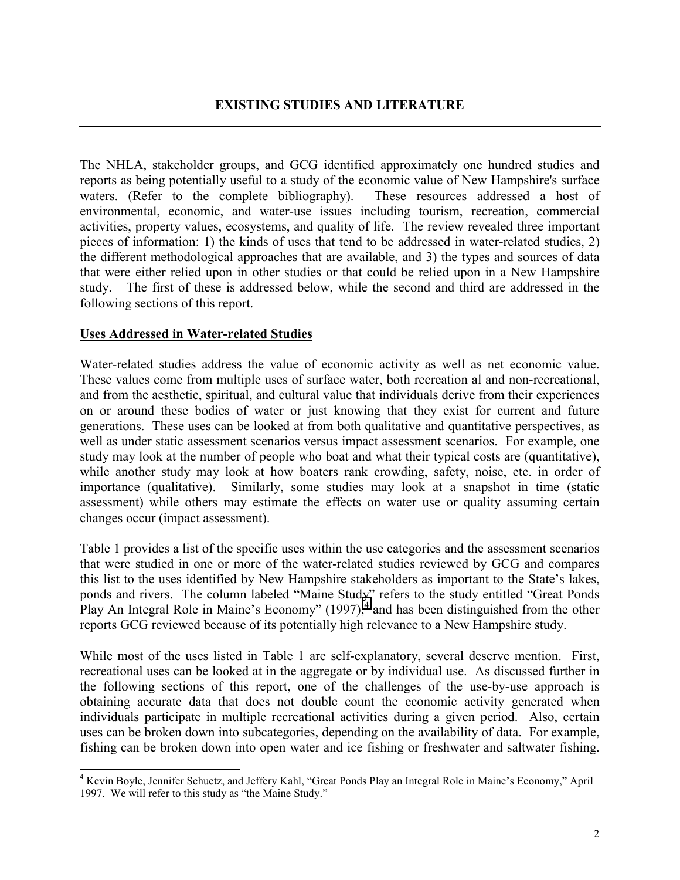## EXISTING STUDIES AND LITERATURE

The NHLA, stakeholder groups, and GCG identified approximately one hundred studies and reports as being potentially useful to a study of the economic value of New Hampshire's surface waters. (Refer to the complete bibliography). These resources addressed a host of environmental, economic, and water-use issues including tourism, recreation, commercial activities, property values, ecosystems, and quality of life. The review revealed three important pieces of information: 1) the kinds of uses that tend to be addressed in water-related studies, 2) the different methodological approaches that are available, and 3) the types and sources of data that were either relied upon in other studies or that could be relied upon in a New Hampshire study. The first of these is addressed below, while the second and third are addressed in the following sections of this report.

### Uses Addressed in Water-related Studies

Water-related studies address the value of economic activity as well as net economic value. These values come from multiple uses of surface water, both recreation al and non-recreational, and from the aesthetic, spiritual, and cultural value that individuals derive from their experiences on or around these bodies of water or just knowing that they exist for current and future generations. These uses can be looked at from both qualitative and quantitative perspectives, as well as under static assessment scenarios versus impact assessment scenarios. For example, one study may look at the number of people who boat and what their typical costs are (quantitative), while another study may look at how boaters rank crowding, safety, noise, etc. in order of importance (qualitative). Similarly, some studies may look at a snapshot in time (static assessment) while others may estimate the effects on water use or quality assuming certain changes occur (impact assessment).

Table 1 provides a list of the specific uses within the use categories and the assessment scenarios that were studied in one or more of the water-related studies reviewed by GCG and compares this list to the uses identified by New Hampshire stakeholders as important to the State's lakes, ponds and rivers. The column labeled "Maine Study" refers to the study entitled "Great Ponds Play An Integral Role in Maine's Economy" (1997),[4] and has been distinguished from the other reports GCG reviewed because of its potentially high relevance to a New Hampshire study.

While most of the uses listed in Table 1 are self-explanatory, several deserve mention. First, recreational uses can be looked at in the aggregate or by individual use. As discussed further in the following sections of this report, one of the challenges of the use-by-use approach is obtaining accurate data that does not double count the economic activity generated when individuals participate in multiple recreational activities during a given period. Also, certain uses can be broken down into subcategories, depending on the availability of data. For example, fishing can be broken down into open water and ice fishing or freshwater and saltwater fishing.

[4] Kevin Boyle, Jennifer Schuetz, and Jeffery Kahl, "Great Ponds Play an Integral Role in Maine's Economy," April 1997. We will refer to this study as "the Maine Study."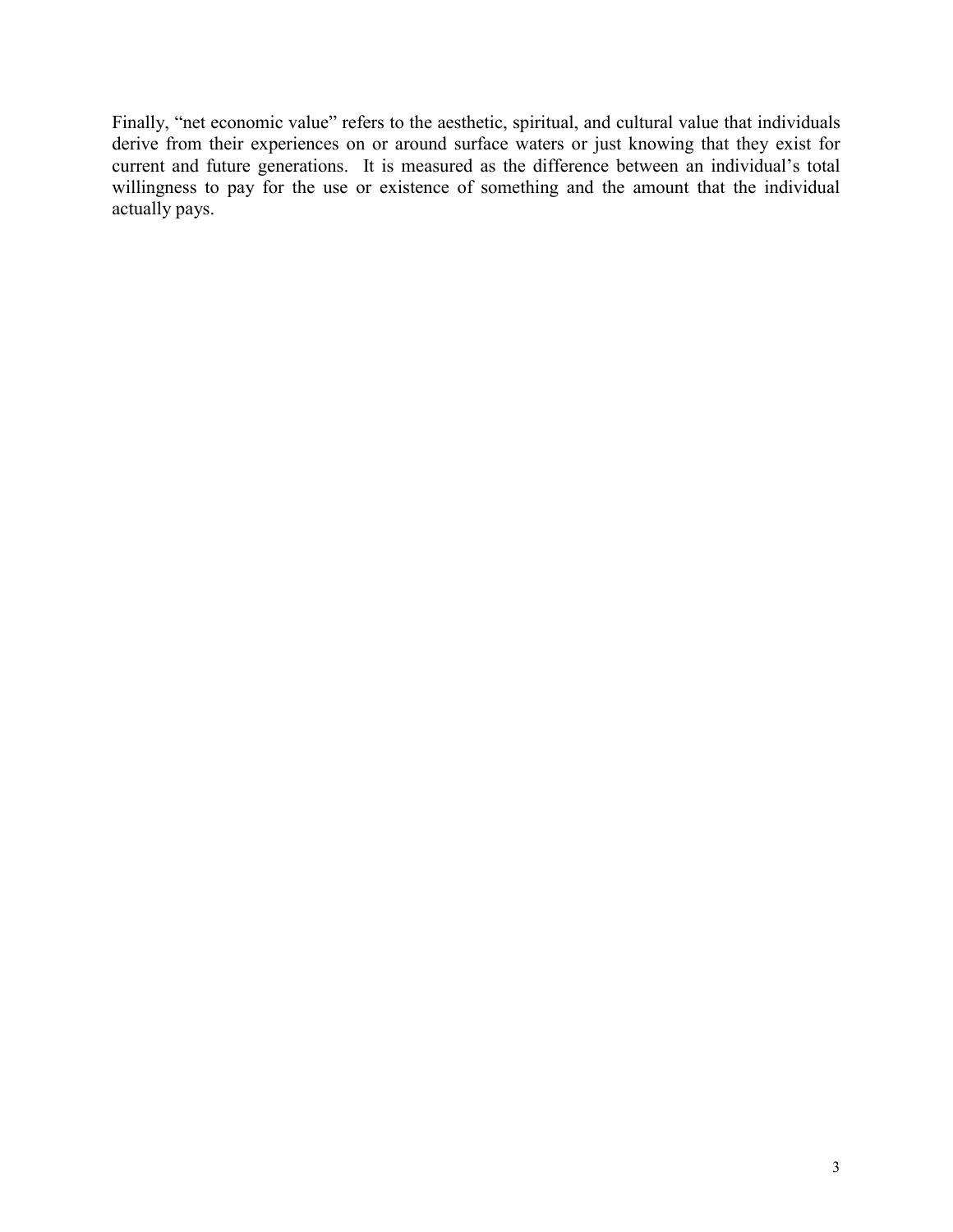Finally, "net economic value" refers to the aesthetic, spiritual, and cultural value that individuals derive from their experiences on or around surface waters or just knowing that they exist for current and future generations. It is measured as the difference between an individual's total willingness to pay for the use or existence of something and the amount that the individual actually pays.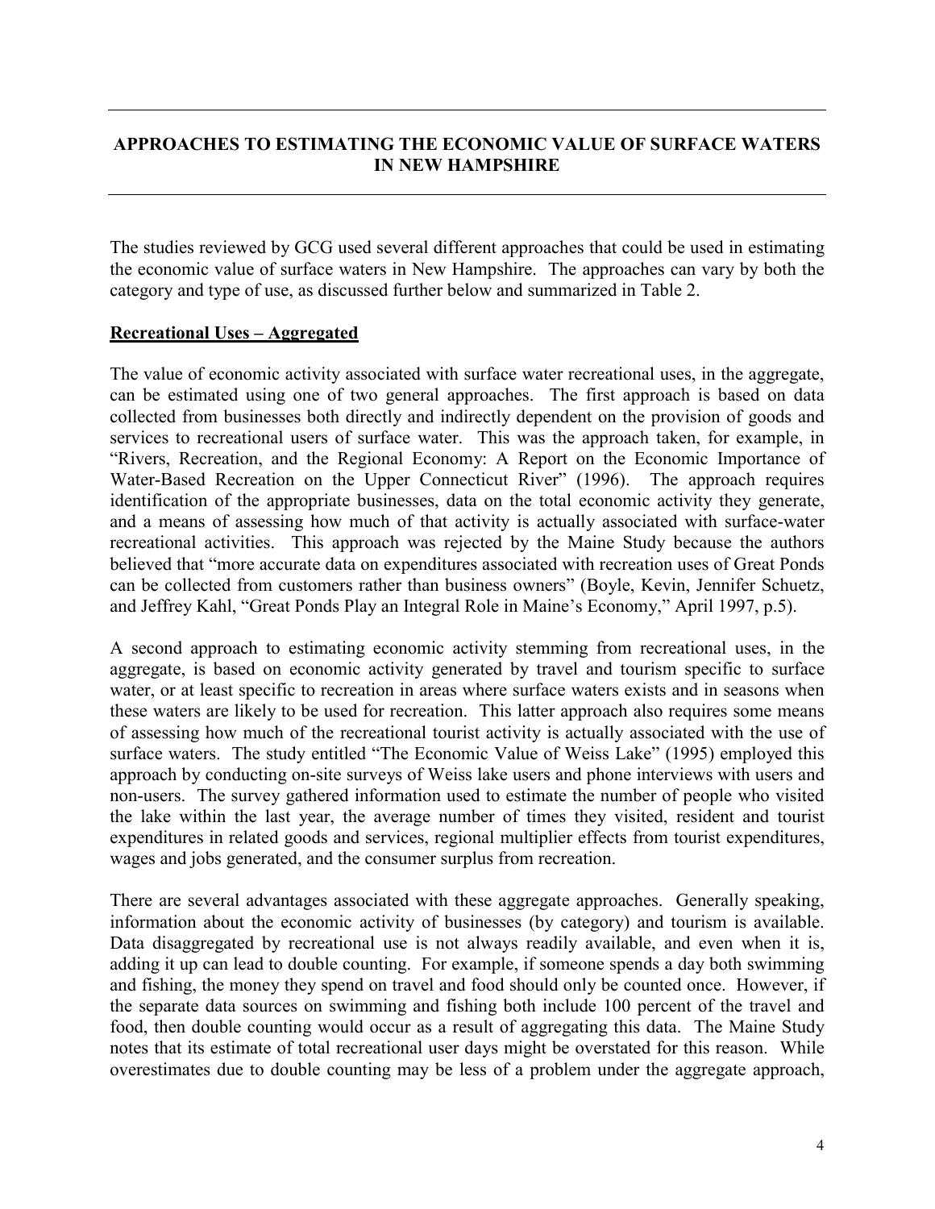## APPROACHES TO ESTIMATING THE ECONOMIC VALUE OF SURFACE WATERS IN NEW HAMPSHIRE

The studies reviewed by GCG used several different approaches that could be used in estimating the economic value of surface waters in New Hampshire. The approaches can vary by both the category and type of use, as discussed further below and summarized in Table 2.

**Recreational Uses – Aggregated**

The value of economic activity associated with surface water recreational uses, in the aggregate, can be estimated using one of two general approaches. The first approach is based on data collected from businesses both directly and indirectly dependent on the provision of goods and services to recreational users of surface water. This was the approach taken, for example, in "Rivers, Recreation, and the Regional Economy: A Report on the Economic Importance of Water-Based Recreation on the Upper Connecticut River" (1996). The approach requires identification of the appropriate businesses, data on the total economic activity they generate, and a means of assessing how much of that activity is actually associated with surface-water recreational activities. This approach was rejected by the Maine Study because the authors believed that "more accurate data on expenditures associated with recreation uses of Great Ponds can be collected from customers rather than business owners" (Boyle, Kevin, Jennifer Schuetz, and Jeffrey Kahl, "Great Ponds Play an Integral Role in Maine's Economy," April 1997, p.5).

A second approach to estimating economic activity stemming from recreational uses, in the aggregate, is based on economic activity generated by travel and tourism specific to surface water, or at least specific to recreation in areas where surface waters exists and in seasons when these waters are likely to be used for recreation. This latter approach also requires some means of assessing how much of the recreational tourist activity is actually associated with the use of surface waters. The study entitled "The Economic Value of Weiss Lake" (1995) employed this approach by conducting on-site surveys of Weiss lake users and phone interviews with users and non-users. The survey gathered information used to estimate the number of people who visited the lake within the last year, the average number of times they visited, resident and tourist expenditures in related goods and services, regional multiplier effects from tourist expenditures, wages and jobs generated, and the consumer surplus from recreation.

There are several advantages associated with these aggregate approaches. Generally speaking, information about the economic activity of businesses (by category) and tourism is available. Data disaggregated by recreational use is not always readily available, and even when it is, adding it up can lead to double counting. For example, if someone spends a day both swimming and fishing, the money they spend on travel and food should only be counted once. However, if the separate data sources on swimming and fishing both include 100 percent of the travel and food, then double counting would occur as a result of aggregating this data. The Maine Study notes that its estimate of total recreational user days might be overstated for this reason. While overestimates due to double counting may be less of a problem under the aggregate approach,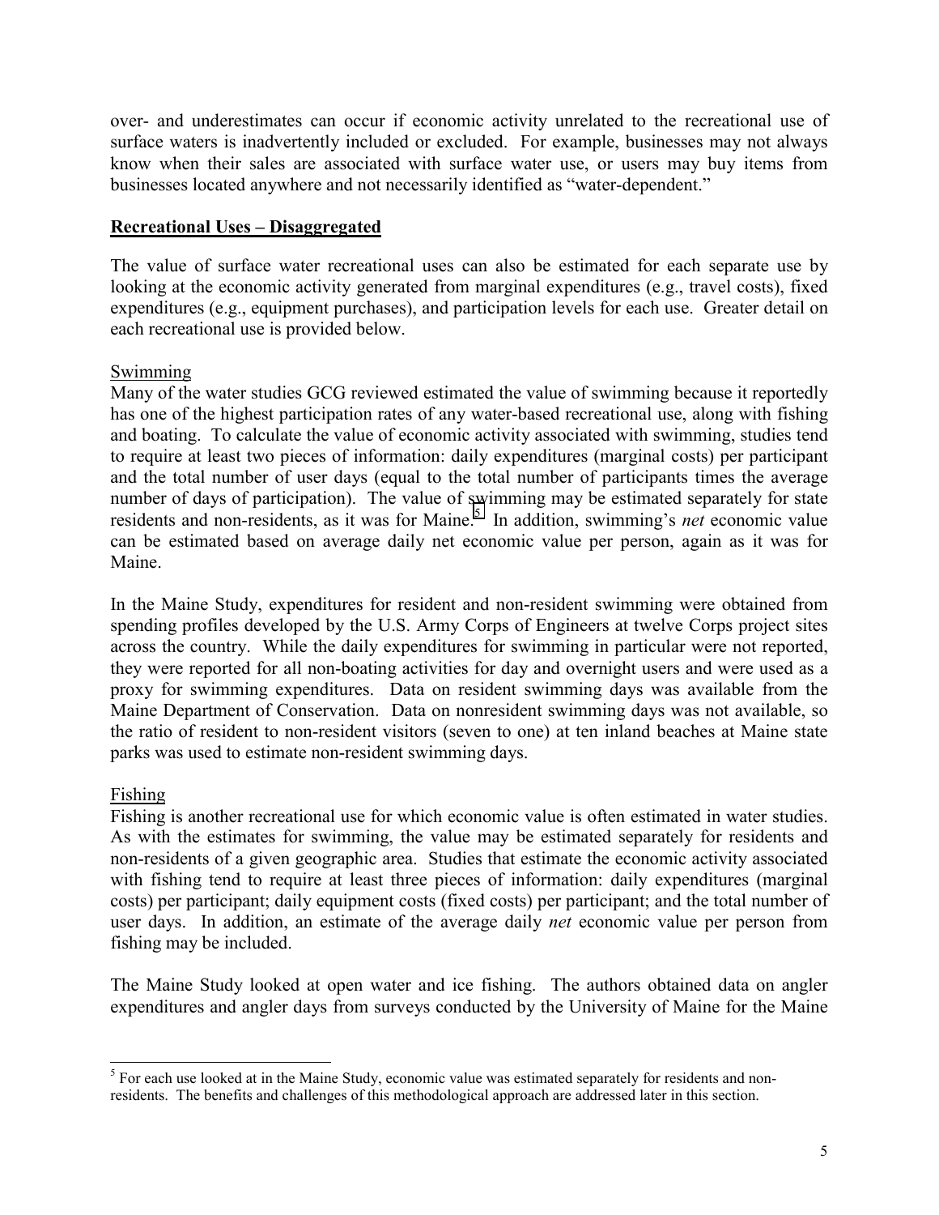over- and underestimates can occur if economic activity unrelated to the recreational use of surface waters is inadvertently included or excluded. For example, businesses may not always know when their sales are associated with surface water use, or users may buy items from businesses located anywhere and not necessarily identified as "water-dependent."

## Recreational Uses – Disaggregated

The value of surface water recreational uses can also be estimated for each separate use by looking at the economic activity generated from marginal expenditures (e.g., travel costs), fixed expenditures (e.g., equipment purchases), and participation levels for each use. Greater detail on each recreational use is provided below.

### Swimming

Many of the water studies GCG reviewed estimated the value of swimming because it reportedly has one of the highest participation rates of any water-based recreational use, along with fishing and boating. To calculate the value of economic activity associated with swimming, studies tend to require at least two pieces of information: daily expenditures (marginal costs) per participant and the total number of user days (equal to the total number of participants times the average number of days of participation). The value of swimming may be estimated separately for state residents and non-residents, as it was for Maine.[5] In addition, swimming's *net* economic value can be estimated based on average daily net economic value per person, again as it was for Maine.

In the Maine Study, expenditures for resident and non-resident swimming were obtained from spending profiles developed by the U.S. Army Corps of Engineers at twelve Corps project sites across the country. While the daily expenditures for swimming in particular were not reported, they were reported for all non-boating activities for day and overnight users and were used as a proxy for swimming expenditures. Data on resident swimming days was available from the Maine Department of Conservation. Data on nonresident swimming days was not available, so the ratio of resident to non-resident visitors (seven to one) at ten inland beaches at Maine state parks was used to estimate non-resident swimming days.

### Fishing

Fishing is another recreational use for which economic value is often estimated in water studies. As with the estimates for swimming, the value may be estimated separately for residents and non-residents of a given geographic area. Studies that estimate the economic activity associated with fishing tend to require at least three pieces of information: daily expenditures (marginal costs) per participant; daily equipment costs (fixed costs) per participant; and the total number of user days. In addition, an estimate of the average daily *net* economic value per person from fishing may be included.

The Maine Study looked at open water and ice fishing. The authors obtained data on angler expenditures and angler days from surveys conducted by the University of Maine for the Maine

[5] For each use looked at in the Maine Study, economic value was estimated separately for residents and non-residents. The benefits and challenges of this methodological approach are addressed later in this section.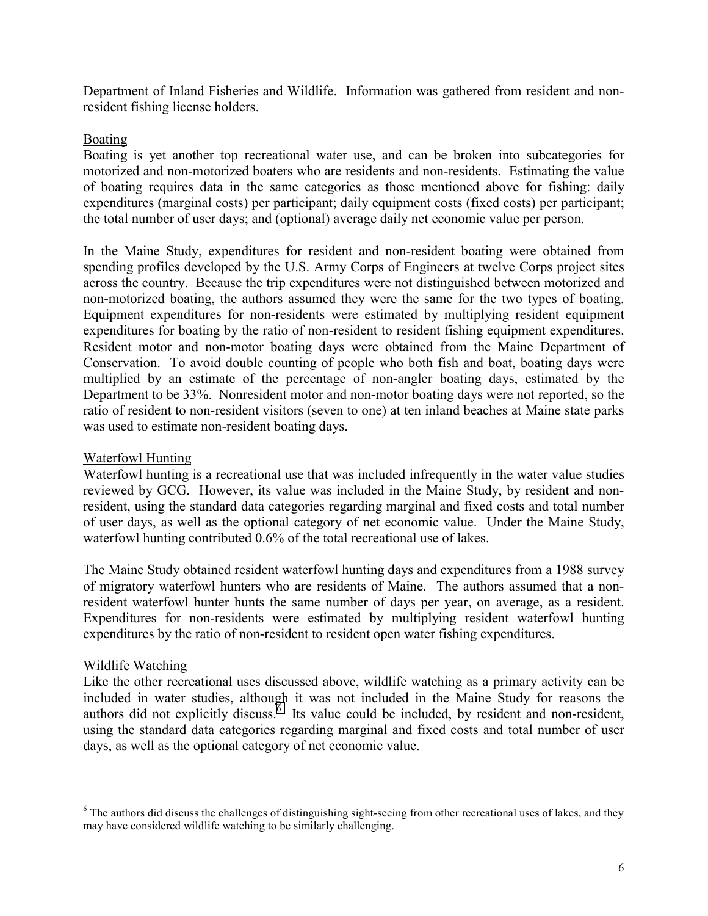Department of Inland Fisheries and Wildlife. Information was gathered from resident and non-resident fishing license holders.

## Boating

Boating is yet another top recreational water use, and can be broken into subcategories for motorized and non-motorized boaters who are residents and non-residents. Estimating the value of boating requires data in the same categories as those mentioned above for fishing: daily expenditures (marginal costs) per participant; daily equipment costs (fixed costs) per participant; the total number of user days; and (optional) average daily net economic value per person.

In the Maine Study, expenditures for resident and non-resident boating were obtained from spending profiles developed by the U.S. Army Corps of Engineers at twelve Corps project sites across the country. Because the trip expenditures were not distinguished between motorized and non-motorized boating, the authors assumed they were the same for the two types of boating. Equipment expenditures for non-residents were estimated by multiplying resident equipment expenditures for boating by the ratio of non-resident to resident fishing equipment expenditures. Resident motor and non-motor boating days were obtained from the Maine Department of Conservation. To avoid double counting of people who both fish and boat, boating days were multiplied by an estimate of the percentage of non-angler boating days, estimated by the Department to be 33%. Nonresident motor and non-motor boating days were not reported, so the ratio of resident to non-resident visitors (seven to one) at ten inland beaches at Maine state parks was used to estimate non-resident boating days.

## Waterfowl Hunting

Waterfowl hunting is a recreational use that was included infrequently in the water value studies reviewed by GCG. However, its value was included in the Maine Study, by resident and non-resident, using the standard data categories regarding marginal and fixed costs and total number of user days, as well as the optional category of net economic value. Under the Maine Study, waterfowl hunting contributed 0.6% of the total recreational use of lakes.

The Maine Study obtained resident waterfowl hunting days and expenditures from a 1988 survey of migratory waterfowl hunters who are residents of Maine. The authors assumed that a non-resident waterfowl hunter hunts the same number of days per year, on average, as a resident. Expenditures for non-residents were estimated by multiplying resident waterfowl hunting expenditures by the ratio of non-resident to resident open water fishing expenditures.

## Wildlife Watching

Like the other recreational uses discussed above, wildlife watching as a primary activity can be included in water studies, although it was not included in the Maine Study for reasons the authors did not explicitly discuss.[6] Its value could be included, by resident and non-resident, using the standard data categories regarding marginal and fixed costs and total number of user days, as well as the optional category of net economic value.

---

[6] The authors did discuss the challenges of distinguishing sight-seeing from other recreational uses of lakes, and they may have considered wildlife watching to be similarly challenging.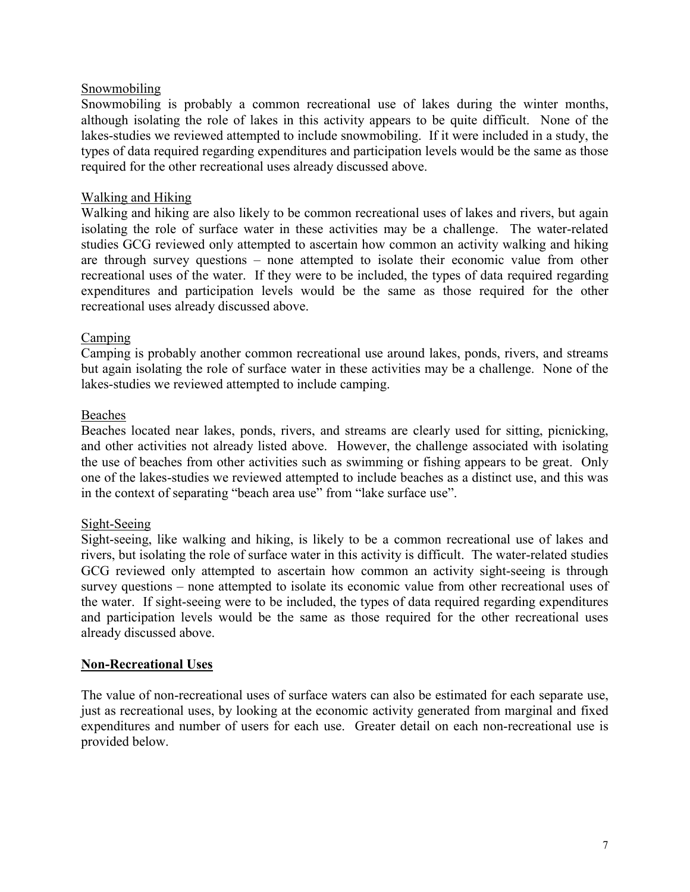Snowmobiling

Snowmobiling is probably a common recreational use of lakes during the winter months, although isolating the role of lakes in this activity appears to be quite difficult. None of the lakes-studies we reviewed attempted to include snowmobiling. If it were included in a study, the types of data required regarding expenditures and participation levels would be the same as those required for the other recreational uses already discussed above.

Walking and Hiking

Walking and hiking are also likely to be common recreational uses of lakes and rivers, but again isolating the role of surface water in these activities may be a challenge. The water-related studies GCG reviewed only attempted to ascertain how common an activity walking and hiking are through survey questions – none attempted to isolate their economic value from other recreational uses of the water. If they were to be included, the types of data required regarding expenditures and participation levels would be the same as those required for the other recreational uses already discussed above.

Camping

Camping is probably another common recreational use around lakes, ponds, rivers, and streams but again isolating the role of surface water in these activities may be a challenge. None of the lakes-studies we reviewed attempted to include camping.

Beaches

Beaches located near lakes, ponds, rivers, and streams are clearly used for sitting, picnicking, and other activities not already listed above. However, the challenge associated with isolating the use of beaches from other activities such as swimming or fishing appears to be great. Only one of the lakes-studies we reviewed attempted to include beaches as a distinct use, and this was in the context of separating "beach area use" from "lake surface use".

Sight-Seeing

Sight-seeing, like walking and hiking, is likely to be a common recreational use of lakes and rivers, but isolating the role of surface water in this activity is difficult. The water-related studies GCG reviewed only attempted to ascertain how common an activity sight-seeing is through survey questions – none attempted to isolate its economic value from other recreational uses of the water. If sight-seeing were to be included, the types of data required regarding expenditures and participation levels would be the same as those required for the other recreational uses already discussed above.

## Non-Recreational Uses

The value of non-recreational uses of surface waters can also be estimated for each separate use, just as recreational uses, by looking at the economic activity generated from marginal and fixed expenditures and number of users for each use. Greater detail on each non-recreational use is provided below.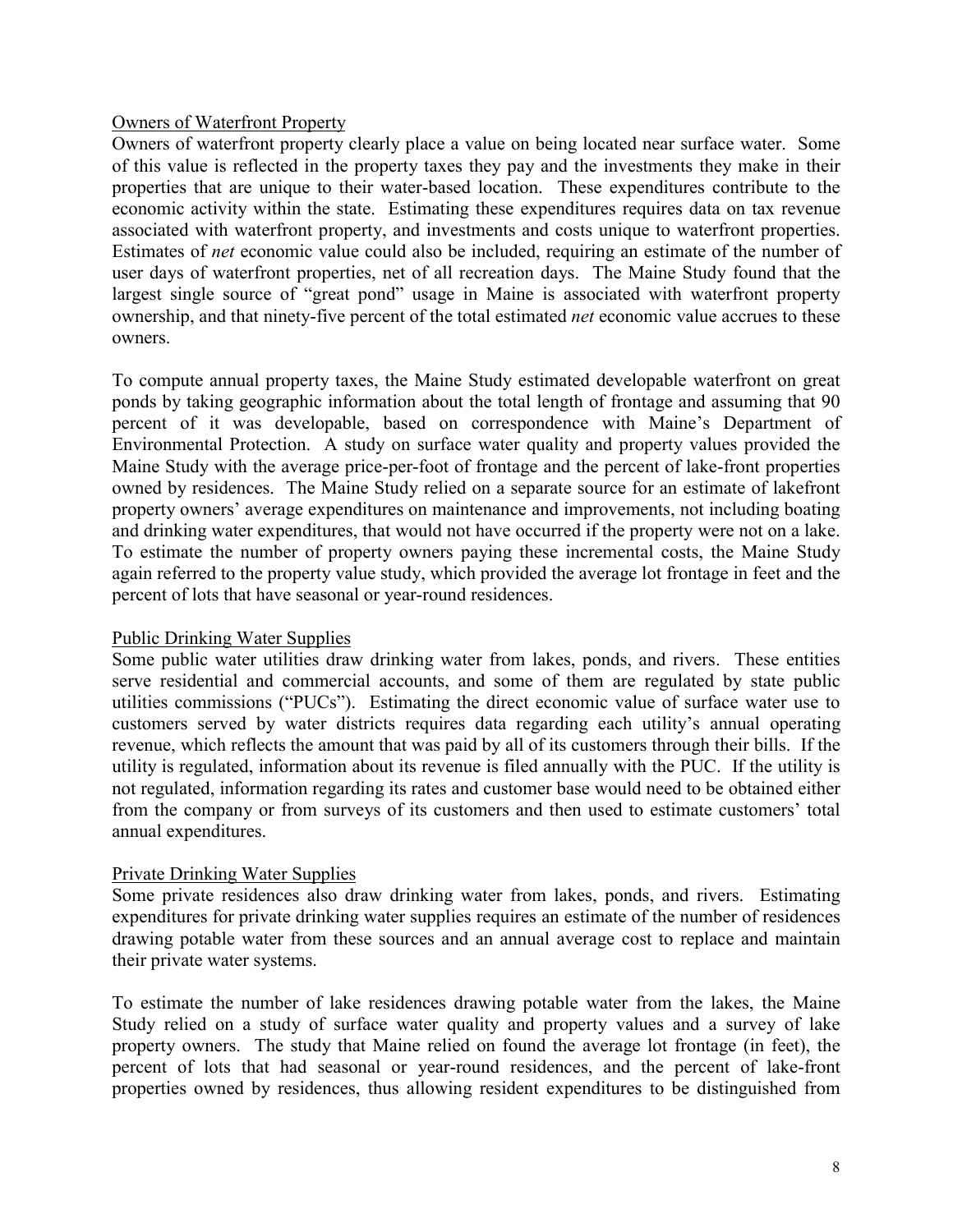Owners of Waterfront Property

Owners of waterfront property clearly place a value on being located near surface water. Some of this value is reflected in the property taxes they pay and the investments they make in their properties that are unique to their water-based location. These expenditures contribute to the economic activity within the state. Estimating these expenditures requires data on tax revenue associated with waterfront property, and investments and costs unique to waterfront properties. Estimates of *net* economic value could also be included, requiring an estimate of the number of user days of waterfront properties, net of all recreation days. The Maine Study found that the largest single source of "great pond" usage in Maine is associated with waterfront property ownership, and that ninety-five percent of the total estimated *net* economic value accrues to these owners.

To compute annual property taxes, the Maine Study estimated developable waterfront on great ponds by taking geographic information about the total length of frontage and assuming that 90 percent of it was developable, based on correspondence with Maine's Department of Environmental Protection. A study on surface water quality and property values provided the Maine Study with the average price-per-foot of frontage and the percent of lake-front properties owned by residences. The Maine Study relied on a separate source for an estimate of lakefront property owners' average expenditures on maintenance and improvements, not including boating and drinking water expenditures, that would not have occurred if the property were not on a lake. To estimate the number of property owners paying these incremental costs, the Maine Study again referred to the property value study, which provided the average lot frontage in feet and the percent of lots that have seasonal or year-round residences.

Public Drinking Water Supplies

Some public water utilities draw drinking water from lakes, ponds, and rivers. These entities serve residential and commercial accounts, and some of them are regulated by state public utilities commissions ("PUCs"). Estimating the direct economic value of surface water use to customers served by water districts requires data regarding each utility's annual operating revenue, which reflects the amount that was paid by all of its customers through their bills. If the utility is regulated, information about its revenue is filed annually with the PUC. If the utility is not regulated, information regarding its rates and customer base would need to be obtained either from the company or from surveys of its customers and then used to estimate customers' total annual expenditures.

Private Drinking Water Supplies

Some private residences also draw drinking water from lakes, ponds, and rivers. Estimating expenditures for private drinking water supplies requires an estimate of the number of residences drawing potable water from these sources and an annual average cost to replace and maintain their private water systems.

To estimate the number of lake residences drawing potable water from the lakes, the Maine Study relied on a study of surface water quality and property values and a survey of lake property owners. The study that Maine relied on found the average lot frontage (in feet), the percent of lots that had seasonal or year-round residences, and the percent of lake-front properties owned by residences, thus allowing resident expenditures to be distinguished from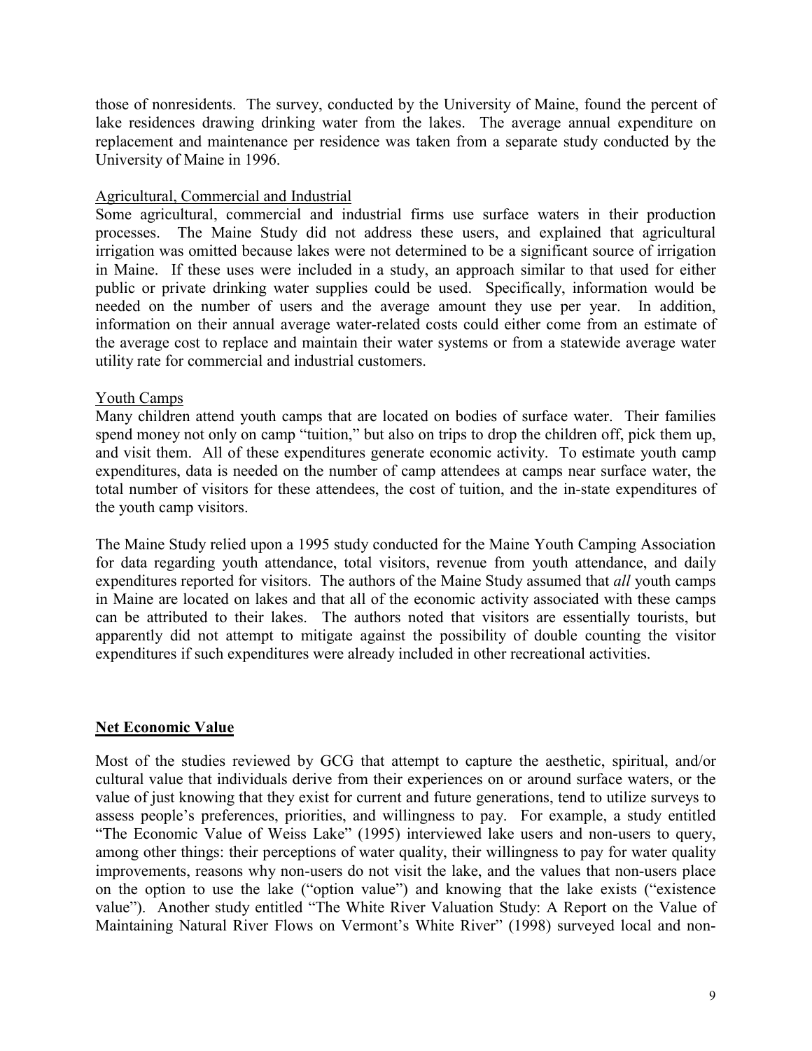those of nonresidents. The survey, conducted by the University of Maine, found the percent of lake residences drawing drinking water from the lakes. The average annual expenditure on replacement and maintenance per residence was taken from a separate study conducted by the University of Maine in 1996.

Agricultural, Commercial and Industrial

Some agricultural, commercial and industrial firms use surface waters in their production processes. The Maine Study did not address these users, and explained that agricultural irrigation was omitted because lakes were not determined to be a significant source of irrigation in Maine. If these uses were included in a study, an approach similar to that used for either public or private drinking water supplies could be used. Specifically, information would be needed on the number of users and the average amount they use per year. In addition, information on their annual average water-related costs could either come from an estimate of the average cost to replace and maintain their water systems or from a statewide average water utility rate for commercial and industrial customers.

Youth Camps

Many children attend youth camps that are located on bodies of surface water. Their families spend money not only on camp "tuition," but also on trips to drop the children off, pick them up, and visit them. All of these expenditures generate economic activity. To estimate youth camp expenditures, data is needed on the number of camp attendees at camps near surface water, the total number of visitors for these attendees, the cost of tuition, and the in-state expenditures of the youth camp visitors.

The Maine Study relied upon a 1995 study conducted for the Maine Youth Camping Association for data regarding youth attendance, total visitors, revenue from youth attendance, and daily expenditures reported for visitors. The authors of the Maine Study assumed that *all* youth camps in Maine are located on lakes and that all of the economic activity associated with these camps can be attributed to their lakes. The authors noted that visitors are essentially tourists, but apparently did not attempt to mitigate against the possibility of double counting the visitor expenditures if such expenditures were already included in other recreational activities.

## Net Economic Value

Most of the studies reviewed by GCG that attempt to capture the aesthetic, spiritual, and/or cultural value that individuals derive from their experiences on or around surface waters, or the value of just knowing that they exist for current and future generations, tend to utilize surveys to assess people's preferences, priorities, and willingness to pay. For example, a study entitled "The Economic Value of Weiss Lake" (1995) interviewed lake users and non-users to query, among other things: their perceptions of water quality, their willingness to pay for water quality improvements, reasons why non-users do not visit the lake, and the values that non-users place on the option to use the lake ("option value") and knowing that the lake exists ("existence value"). Another study entitled "The White River Valuation Study: A Report on the Value of Maintaining Natural River Flows on Vermont's White River" (1998) surveyed local and non-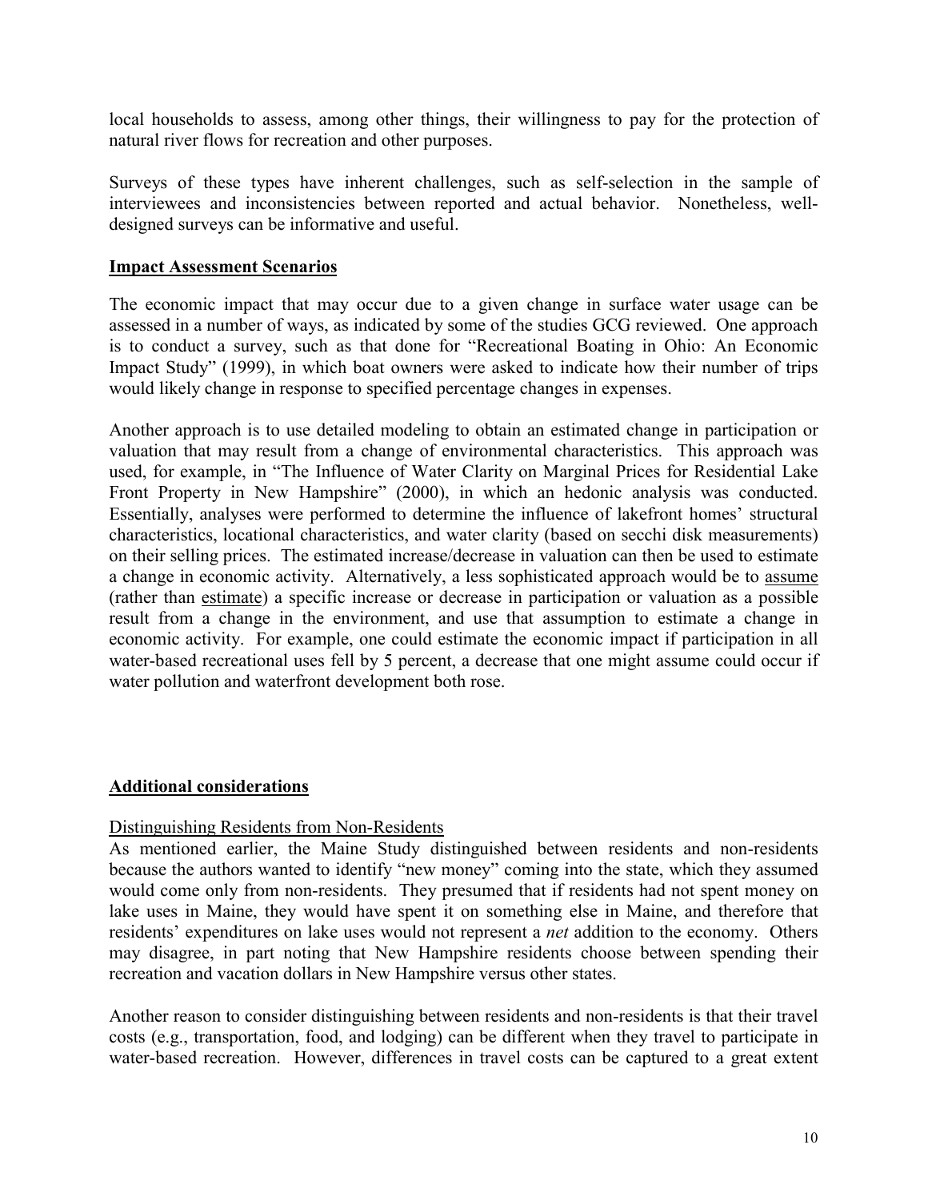local households to assess, among other things, their willingness to pay for the protection of natural river flows for recreation and other purposes.

Surveys of these types have inherent challenges, such as self-selection in the sample of interviewees and inconsistencies between reported and actual behavior. Nonetheless, well-designed surveys can be informative and useful.

## Impact Assessment Scenarios

The economic impact that may occur due to a given change in surface water usage can be assessed in a number of ways, as indicated by some of the studies GCG reviewed. One approach is to conduct a survey, such as that done for "Recreational Boating in Ohio: An Economic Impact Study" (1999), in which boat owners were asked to indicate how their number of trips would likely change in response to specified percentage changes in expenses.

Another approach is to use detailed modeling to obtain an estimated change in participation or valuation that may result from a change of environmental characteristics. This approach was used, for example, in "The Influence of Water Clarity on Marginal Prices for Residential Lake Front Property in New Hampshire" (2000), in which an hedonic analysis was conducted. Essentially, analyses were performed to determine the influence of lakefront homes' structural characteristics, locational characteristics, and water clarity (based on secchi disk measurements) on their selling prices. The estimated increase/decrease in valuation can then be used to estimate a change in economic activity. Alternatively, a less sophisticated approach would be to assume (rather than estimate) a specific increase or decrease in participation or valuation as a possible result from a change in the environment, and use that assumption to estimate a change in economic activity. For example, one could estimate the economic impact if participation in all water-based recreational uses fell by 5 percent, a decrease that one might assume could occur if water pollution and waterfront development both rose.

## Additional considerations

### Distinguishing Residents from Non-Residents

As mentioned earlier, the Maine Study distinguished between residents and non-residents because the authors wanted to identify "new money" coming into the state, which they assumed would come only from non-residents. They presumed that if residents had not spent money on lake uses in Maine, they would have spent it on something else in Maine, and therefore that residents' expenditures on lake uses would not represent a *net* addition to the economy. Others may disagree, in part noting that New Hampshire residents choose between spending their recreation and vacation dollars in New Hampshire versus other states.

Another reason to consider distinguishing between residents and non-residents is that their travel costs (e.g., transportation, food, and lodging) can be different when they travel to participate in water-based recreation. However, differences in travel costs can be captured to a great extent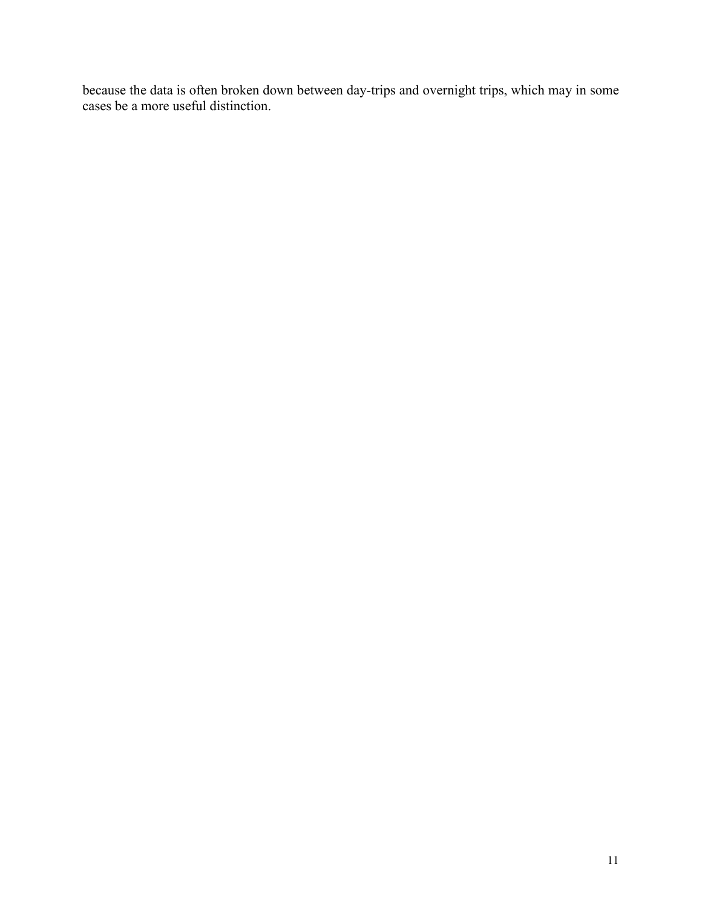because the data is often broken down between day-trips and overnight trips, which may in some cases be a more useful distinction.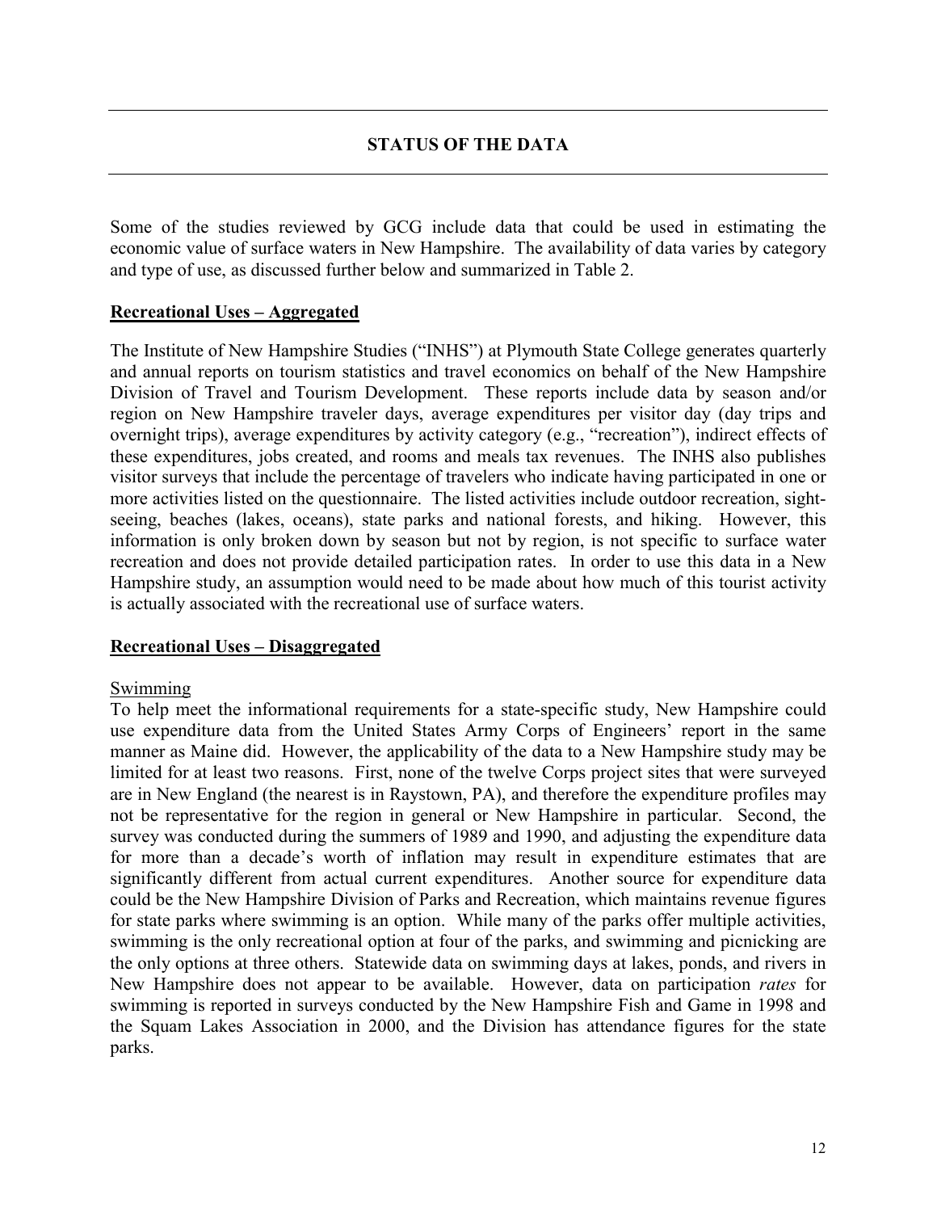## STATUS OF THE DATA

Some of the studies reviewed by GCG include data that could be used in estimating the economic value of surface waters in New Hampshire. The availability of data varies by category and type of use, as discussed further below and summarized in Table 2.

### Recreational Uses – Aggregated

The Institute of New Hampshire Studies ("INHS") at Plymouth State College generates quarterly and annual reports on tourism statistics and travel economics on behalf of the New Hampshire Division of Travel and Tourism Development. These reports include data by season and/or region on New Hampshire traveler days, average expenditures per visitor day (day trips and overnight trips), average expenditures by activity category (e.g., "recreation"), indirect effects of these expenditures, jobs created, and rooms and meals tax revenues. The INHS also publishes visitor surveys that include the percentage of travelers who indicate having participated in one or more activities listed on the questionnaire. The listed activities include outdoor recreation, sight-seeing, beaches (lakes, oceans), state parks and national forests, and hiking. However, this information is only broken down by season but not by region, is not specific to surface water recreation and does not provide detailed participation rates. In order to use this data in a New Hampshire study, an assumption would need to be made about how much of this tourist activity is actually associated with the recreational use of surface waters.

### Recreational Uses – Disaggregated

#### Swimming

To help meet the informational requirements for a state-specific study, New Hampshire could use expenditure data from the United States Army Corps of Engineers' report in the same manner as Maine did. However, the applicability of the data to a New Hampshire study may be limited for at least two reasons. First, none of the twelve Corps project sites that were surveyed are in New England (the nearest is in Raystown, PA), and therefore the expenditure profiles may not be representative for the region in general or New Hampshire in particular. Second, the survey was conducted during the summers of 1989 and 1990, and adjusting the expenditure data for more than a decade's worth of inflation may result in expenditure estimates that are significantly different from actual current expenditures. Another source for expenditure data could be the New Hampshire Division of Parks and Recreation, which maintains revenue figures for state parks where swimming is an option. While many of the parks offer multiple activities, swimming is the only recreational option at four of the parks, and swimming and picnicking are the only options at three others. Statewide data on swimming days at lakes, ponds, and rivers in New Hampshire does not appear to be available. However, data on participation *rates* for swimming is reported in surveys conducted by the New Hampshire Fish and Game in 1998 and the Squam Lakes Association in 2000, and the Division has attendance figures for the state parks.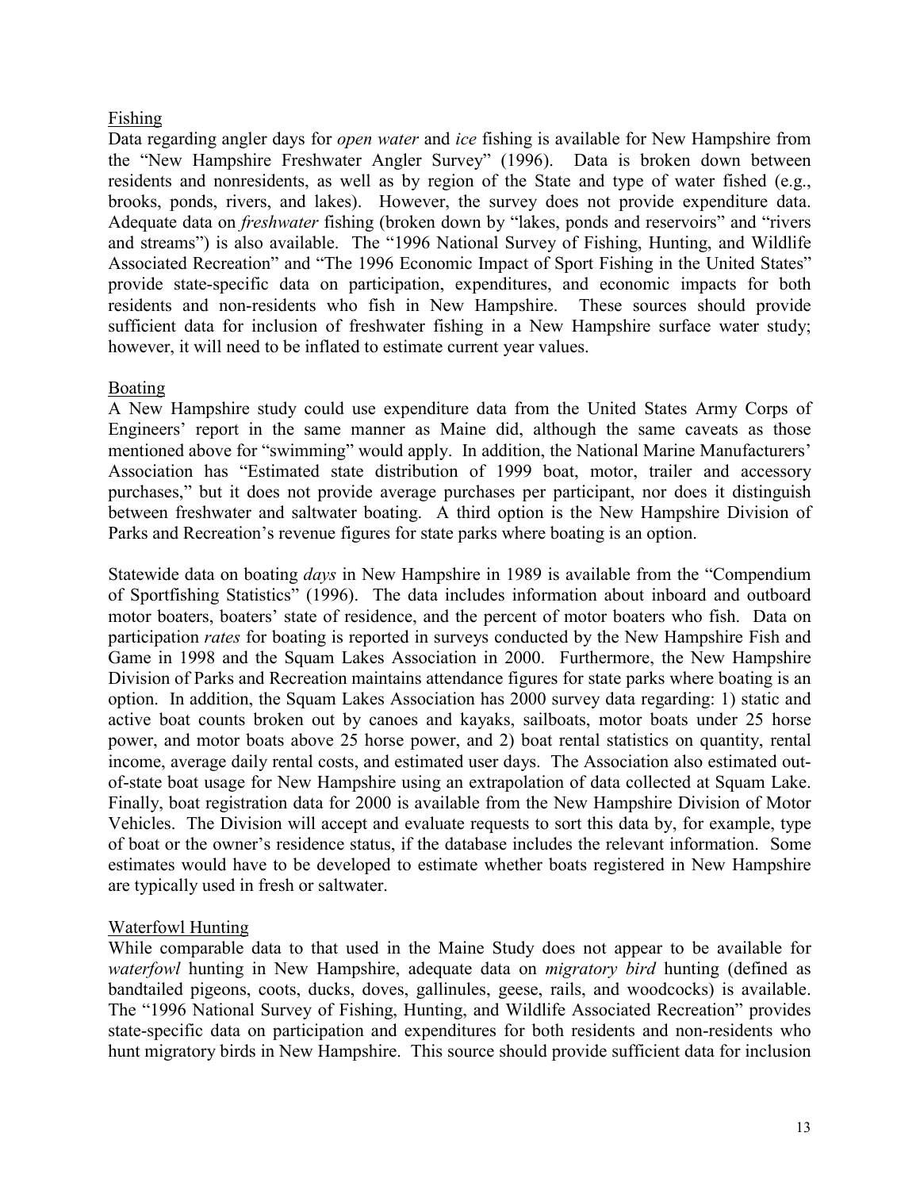### Fishing

Data regarding angler days for *open water* and *ice* fishing is available for New Hampshire from the "New Hampshire Freshwater Angler Survey" (1996). Data is broken down between residents and nonresidents, as well as by region of the State and type of water fished (e.g., brooks, ponds, rivers, and lakes). However, the survey does not provide expenditure data. Adequate data on *freshwater* fishing (broken down by "lakes, ponds and reservoirs" and "rivers and streams") is also available. The "1996 National Survey of Fishing, Hunting, and Wildlife Associated Recreation" and "The 1996 Economic Impact of Sport Fishing in the United States" provide state-specific data on participation, expenditures, and economic impacts for both residents and non-residents who fish in New Hampshire. These sources should provide sufficient data for inclusion of freshwater fishing in a New Hampshire surface water study; however, it will need to be inflated to estimate current year values.

### Boating

A New Hampshire study could use expenditure data from the United States Army Corps of Engineers' report in the same manner as Maine did, although the same caveats as those mentioned above for "swimming" would apply. In addition, the National Marine Manufacturers' Association has "Estimated state distribution of 1999 boat, motor, trailer and accessory purchases," but it does not provide average purchases per participant, nor does it distinguish between freshwater and saltwater boating. A third option is the New Hampshire Division of Parks and Recreation's revenue figures for state parks where boating is an option.

Statewide data on boating *days* in New Hampshire in 1989 is available from the "Compendium of Sportfishing Statistics" (1996). The data includes information about inboard and outboard motor boaters, boaters' state of residence, and the percent of motor boaters who fish. Data on participation *rates* for boating is reported in surveys conducted by the New Hampshire Fish and Game in 1998 and the Squam Lakes Association in 2000. Furthermore, the New Hampshire Division of Parks and Recreation maintains attendance figures for state parks where boating is an option. In addition, the Squam Lakes Association has 2000 survey data regarding: 1) static and active boat counts broken out by canoes and kayaks, sailboats, motor boats under 25 horse power, and motor boats above 25 horse power, and 2) boat rental statistics on quantity, rental income, average daily rental costs, and estimated user days. The Association also estimated out-of-state boat usage for New Hampshire using an extrapolation of data collected at Squam Lake. Finally, boat registration data for 2000 is available from the New Hampshire Division of Motor Vehicles. The Division will accept and evaluate requests to sort this data by, for example, type of boat or the owner's residence status, if the database includes the relevant information. Some estimates would have to be developed to estimate whether boats registered in New Hampshire are typically used in fresh or saltwater.

### Waterfowl Hunting

While comparable data to that used in the Maine Study does not appear to be available for *waterfowl* hunting in New Hampshire, adequate data on *migratory bird* hunting (defined as bandtailed pigeons, coots, ducks, doves, gallinules, geese, rails, and woodcocks) is available. The "1996 National Survey of Fishing, Hunting, and Wildlife Associated Recreation" provides state-specific data on participation and expenditures for both residents and non-residents who hunt migratory birds in New Hampshire. This source should provide sufficient data for inclusion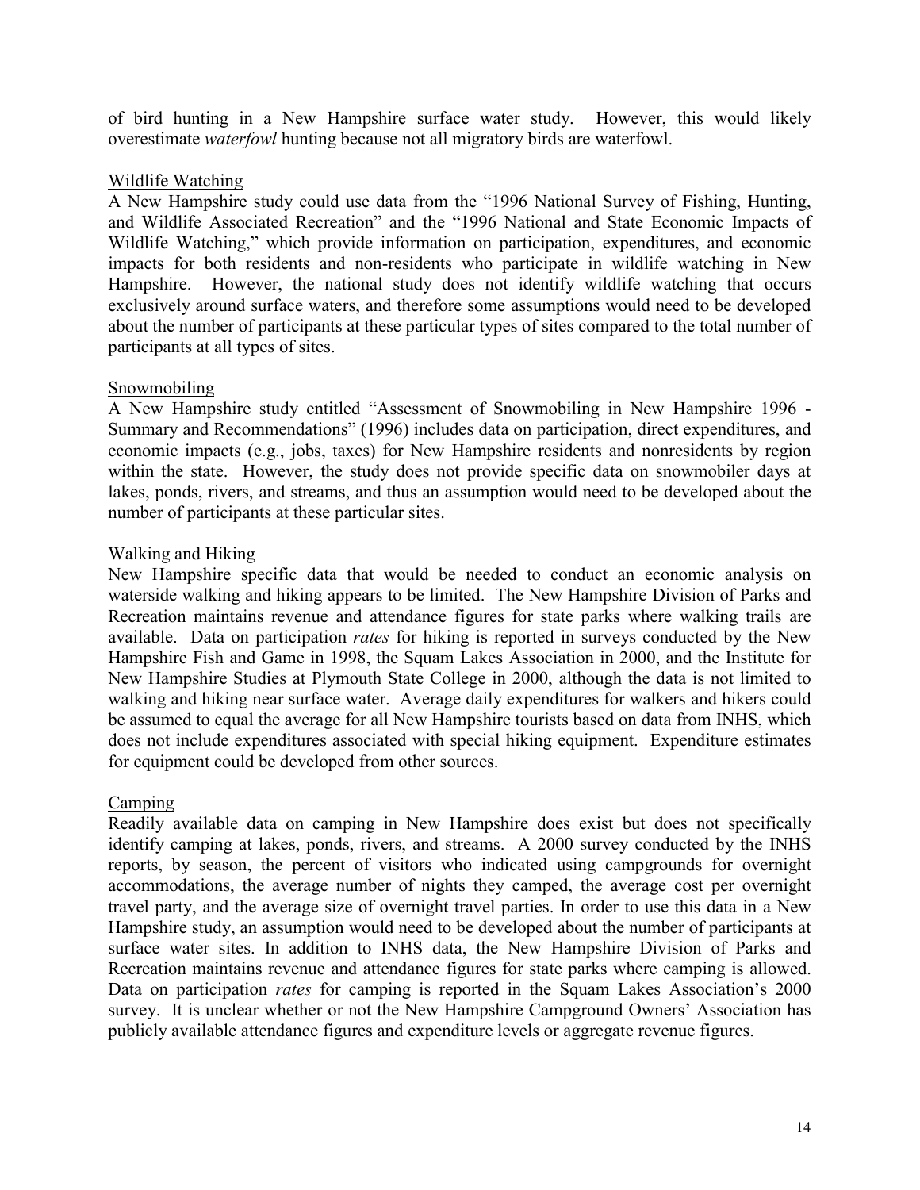of bird hunting in a New Hampshire surface water study. However, this would likely overestimate *waterfowl* hunting because not all migratory birds are waterfowl.

### Wildlife Watching

A New Hampshire study could use data from the "1996 National Survey of Fishing, Hunting, and Wildlife Associated Recreation" and the "1996 National and State Economic Impacts of Wildlife Watching," which provide information on participation, expenditures, and economic impacts for both residents and non-residents who participate in wildlife watching in New Hampshire. However, the national study does not identify wildlife watching that occurs exclusively around surface waters, and therefore some assumptions would need to be developed about the number of participants at these particular types of sites compared to the total number of participants at all types of sites.

### Snowmobiling

A New Hampshire study entitled "Assessment of Snowmobiling in New Hampshire 1996 - Summary and Recommendations" (1996) includes data on participation, direct expenditures, and economic impacts (e.g., jobs, taxes) for New Hampshire residents and nonresidents by region within the state. However, the study does not provide specific data on snowmobiler days at lakes, ponds, rivers, and streams, and thus an assumption would need to be developed about the number of participants at these particular sites.

### Walking and Hiking

New Hampshire specific data that would be needed to conduct an economic analysis on waterside walking and hiking appears to be limited. The New Hampshire Division of Parks and Recreation maintains revenue and attendance figures for state parks where walking trails are available. Data on participation *rates* for hiking is reported in surveys conducted by the New Hampshire Fish and Game in 1998, the Squam Lakes Association in 2000, and the Institute for New Hampshire Studies at Plymouth State College in 2000, although the data is not limited to walking and hiking near surface water. Average daily expenditures for walkers and hikers could be assumed to equal the average for all New Hampshire tourists based on data from INHS, which does not include expenditures associated with special hiking equipment. Expenditure estimates for equipment could be developed from other sources.

### Camping

Readily available data on camping in New Hampshire does exist but does not specifically identify camping at lakes, ponds, rivers, and streams. A 2000 survey conducted by the INHS reports, by season, the percent of visitors who indicated using campgrounds for overnight accommodations, the average number of nights they camped, the average cost per overnight travel party, and the average size of overnight travel parties. In order to use this data in a New Hampshire study, an assumption would need to be developed about the number of participants at surface water sites. In addition to INHS data, the New Hampshire Division of Parks and Recreation maintains revenue and attendance figures for state parks where camping is allowed. Data on participation *rates* for camping is reported in the Squam Lakes Association's 2000 survey. It is unclear whether or not the New Hampshire Campground Owners' Association has publicly available attendance figures and expenditure levels or aggregate revenue figures.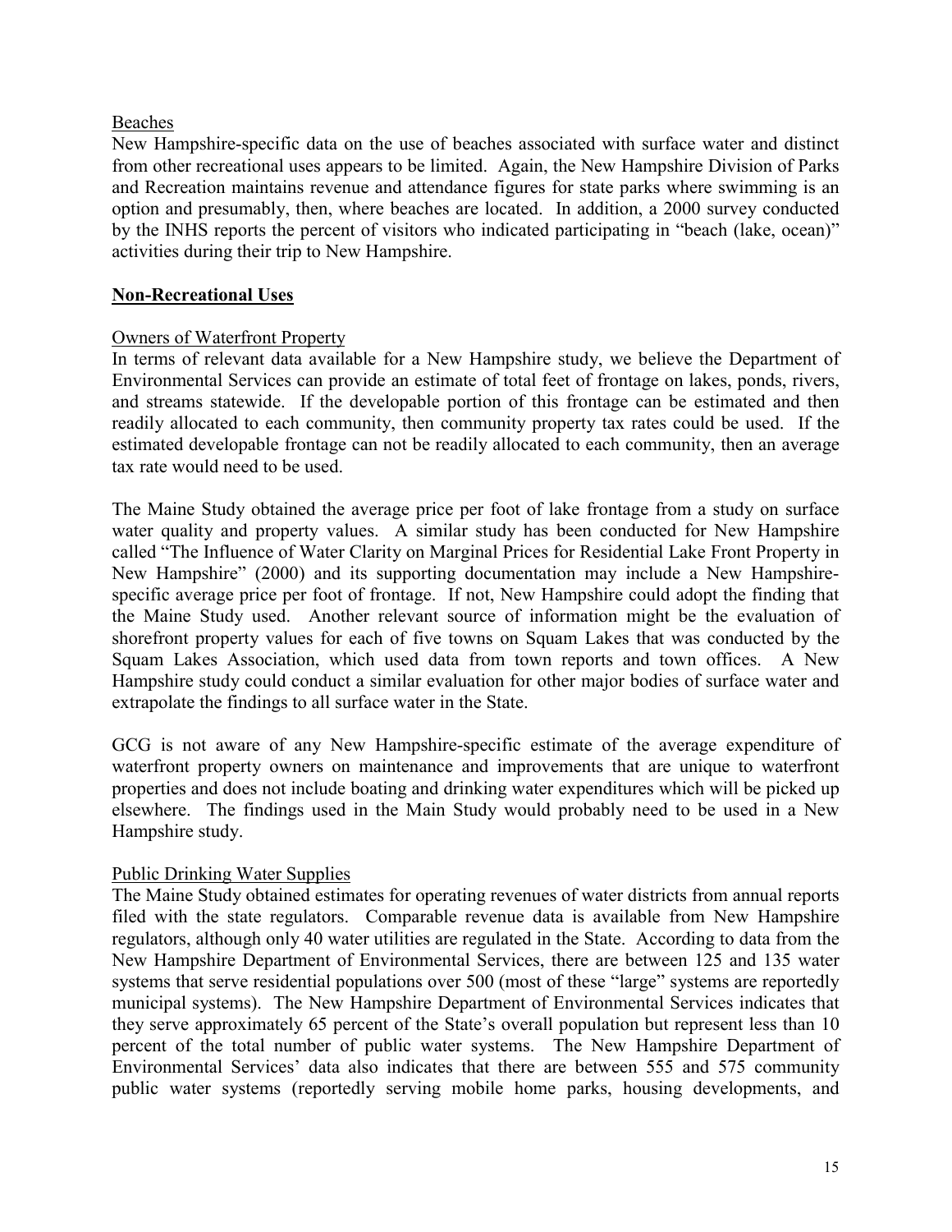Beaches

New Hampshire-specific data on the use of beaches associated with surface water and distinct from other recreational uses appears to be limited. Again, the New Hampshire Division of Parks and Recreation maintains revenue and attendance figures for state parks where swimming is an option and presumably, then, where beaches are located. In addition, a 2000 survey conducted by the INHS reports the percent of visitors who indicated participating in "beach (lake, ocean)" activities during their trip to New Hampshire.

**Non-Recreational Uses**

Owners of Waterfront Property

In terms of relevant data available for a New Hampshire study, we believe the Department of Environmental Services can provide an estimate of total feet of frontage on lakes, ponds, rivers, and streams statewide. If the developable portion of this frontage can be estimated and then readily allocated to each community, then community property tax rates could be used. If the estimated developable frontage can not be readily allocated to each community, then an average tax rate would need to be used.

The Maine Study obtained the average price per foot of lake frontage from a study on surface water quality and property values. A similar study has been conducted for New Hampshire called "The Influence of Water Clarity on Marginal Prices for Residential Lake Front Property in New Hampshire" (2000) and its supporting documentation may include a New Hampshire-specific average price per foot of frontage. If not, New Hampshire could adopt the finding that the Maine Study used. Another relevant source of information might be the evaluation of shorefront property values for each of five towns on Squam Lakes that was conducted by the Squam Lakes Association, which used data from town reports and town offices. A New Hampshire study could conduct a similar evaluation for other major bodies of surface water and extrapolate the findings to all surface water in the State.

GCG is not aware of any New Hampshire-specific estimate of the average expenditure of waterfront property owners on maintenance and improvements that are unique to waterfront properties and does not include boating and drinking water expenditures which will be picked up elsewhere. The findings used in the Main Study would probably need to be used in a New Hampshire study.

Public Drinking Water Supplies

The Maine Study obtained estimates for operating revenues of water districts from annual reports filed with the state regulators. Comparable revenue data is available from New Hampshire regulators, although only 40 water utilities are regulated in the State. According to data from the New Hampshire Department of Environmental Services, there are between 125 and 135 water systems that serve residential populations over 500 (most of these "large" systems are reportedly municipal systems). The New Hampshire Department of Environmental Services indicates that they serve approximately 65 percent of the State's overall population but represent less than 10 percent of the total number of public water systems. The New Hampshire Department of Environmental Services' data also indicates that there are between 555 and 575 community public water systems (reportedly serving mobile home parks, housing developments, and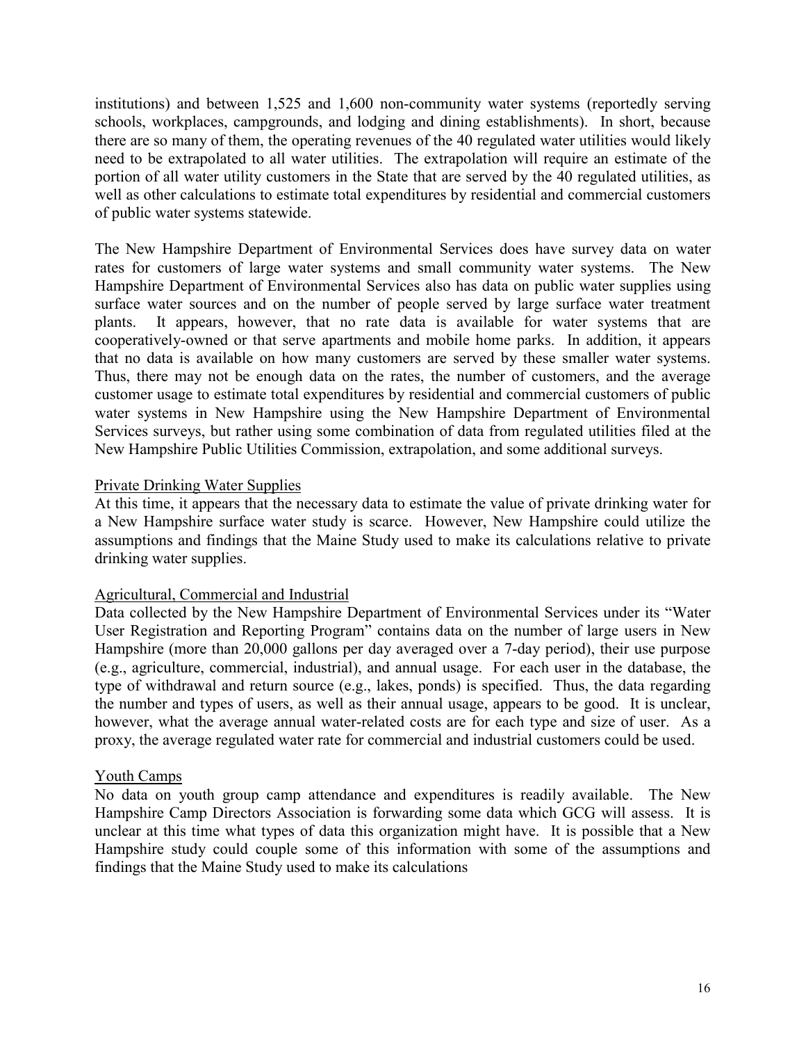institutions) and between 1,525 and 1,600 non-community water systems (reportedly serving schools, workplaces, campgrounds, and lodging and dining establishments). In short, because there are so many of them, the operating revenues of the 40 regulated water utilities would likely need to be extrapolated to all water utilities. The extrapolation will require an estimate of the portion of all water utility customers in the State that are served by the 40 regulated utilities, as well as other calculations to estimate total expenditures by residential and commercial customers of public water systems statewide.

The New Hampshire Department of Environmental Services does have survey data on water rates for customers of large water systems and small community water systems. The New Hampshire Department of Environmental Services also has data on public water supplies using surface water sources and on the number of people served by large surface water treatment plants. It appears, however, that no rate data is available for water systems that are cooperatively-owned or that serve apartments and mobile home parks. In addition, it appears that no data is available on how many customers are served by these smaller water systems. Thus, there may not be enough data on the rates, the number of customers, and the average customer usage to estimate total expenditures by residential and commercial customers of public water systems in New Hampshire using the New Hampshire Department of Environmental Services surveys, but rather using some combination of data from regulated utilities filed at the New Hampshire Public Utilities Commission, extrapolation, and some additional surveys.

Private Drinking Water Supplies

At this time, it appears that the necessary data to estimate the value of private drinking water for a New Hampshire surface water study is scarce. However, New Hampshire could utilize the assumptions and findings that the Maine Study used to make its calculations relative to private drinking water supplies.

Agricultural, Commercial and Industrial

Data collected by the New Hampshire Department of Environmental Services under its "Water User Registration and Reporting Program" contains data on the number of large users in New Hampshire (more than 20,000 gallons per day averaged over a 7-day period), their use purpose (e.g., agriculture, commercial, industrial), and annual usage. For each user in the database, the type of withdrawal and return source (e.g., lakes, ponds) is specified. Thus, the data regarding the number and types of users, as well as their annual usage, appears to be good. It is unclear, however, what the average annual water-related costs are for each type and size of user. As a proxy, the average regulated water rate for commercial and industrial customers could be used.

Youth Camps

No data on youth group camp attendance and expenditures is readily available. The New Hampshire Camp Directors Association is forwarding some data which GCG will assess. It is unclear at this time what types of data this organization might have. It is possible that a New Hampshire study could couple some of this information with some of the assumptions and findings that the Maine Study used to make its calculations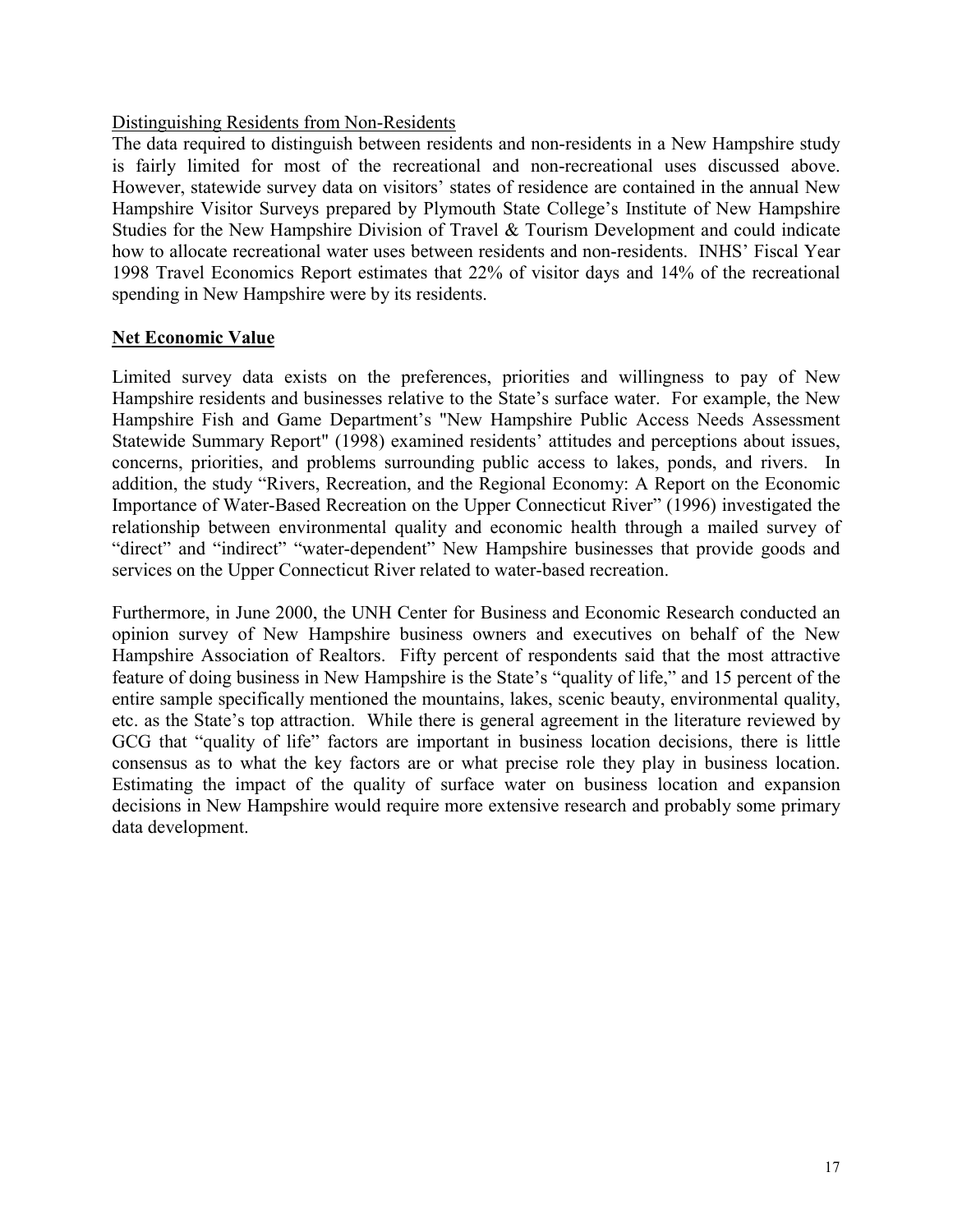Distinguishing Residents from Non-Residents

The data required to distinguish between residents and non-residents in a New Hampshire study is fairly limited for most of the recreational and non-recreational uses discussed above. However, statewide survey data on visitors' states of residence are contained in the annual New Hampshire Visitor Surveys prepared by Plymouth State College's Institute of New Hampshire Studies for the New Hampshire Division of Travel & Tourism Development and could indicate how to allocate recreational water uses between residents and non-residents. INHS' Fiscal Year 1998 Travel Economics Report estimates that 22% of visitor days and 14% of the recreational spending in New Hampshire were by its residents.

## Net Economic Value

Limited survey data exists on the preferences, priorities and willingness to pay of New Hampshire residents and businesses relative to the State's surface water. For example, the New Hampshire Fish and Game Department's "New Hampshire Public Access Needs Assessment Statewide Summary Report" (1998) examined residents' attitudes and perceptions about issues, concerns, priorities, and problems surrounding public access to lakes, ponds, and rivers. In addition, the study "Rivers, Recreation, and the Regional Economy: A Report on the Economic Importance of Water-Based Recreation on the Upper Connecticut River" (1996) investigated the relationship between environmental quality and economic health through a mailed survey of "direct" and "indirect" "water-dependent" New Hampshire businesses that provide goods and services on the Upper Connecticut River related to water-based recreation.

Furthermore, in June 2000, the UNH Center for Business and Economic Research conducted an opinion survey of New Hampshire business owners and executives on behalf of the New Hampshire Association of Realtors. Fifty percent of respondents said that the most attractive feature of doing business in New Hampshire is the State's "quality of life," and 15 percent of the entire sample specifically mentioned the mountains, lakes, scenic beauty, environmental quality, etc. as the State's top attraction. While there is general agreement in the literature reviewed by GCG that "quality of life" factors are important in business location decisions, there is little consensus as to what the key factors are or what precise role they play in business location. Estimating the impact of the quality of surface water on business location and expansion decisions in New Hampshire would require more extensive research and probably some primary data development.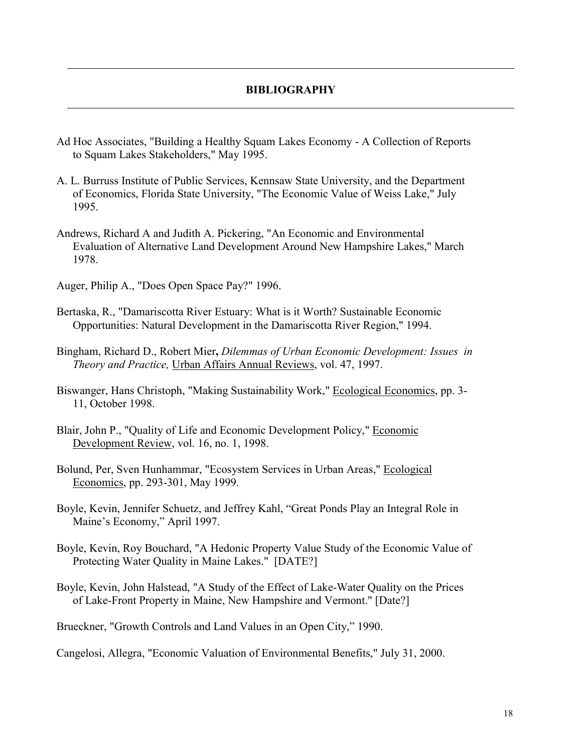## BIBLIOGRAPHY

Ad Hoc Associates, "Building a Healthy Squam Lakes Economy - A Collection of Reports to Squam Lakes Stakeholders," May 1995.

A. L. Burruss Institute of Public Services, Kennsaw State University, and the Department of Economics, Florida State University, "The Economic Value of Weiss Lake," July 1995.

Andrews, Richard A and Judith A. Pickering, "An Economic and Environmental Evaluation of Alternative Land Development Around New Hampshire Lakes," March 1978.

Auger, Philip A., "Does Open Space Pay?" 1996.

Bertaska, R., "Damariscotta River Estuary: What is it Worth? Sustainable Economic Opportunities: Natural Development in the Damariscotta River Region," 1994.

Bingham, Richard D., Robert Mier, *Dilemmas of Urban Economic Development: Issues in Theory and Practice,* Urban Affairs Annual Reviews, vol. 47, 1997.

Biswanger, Hans Christoph, "Making Sustainability Work," Ecological Economics, pp. 3-11, October 1998.

Blair, John P., "Quality of Life and Economic Development Policy," Economic Development Review, vol. 16, no. 1, 1998.

Bolund, Per, Sven Hunhammar, "Ecosystem Services in Urban Areas," Ecological Economics, pp. 293-301, May 1999.

Boyle, Kevin, Jennifer Schuetz, and Jeffrey Kahl, "Great Ponds Play an Integral Role in Maine's Economy," April 1997.

Boyle, Kevin, Roy Bouchard, "A Hedonic Property Value Study of the Economic Value of Protecting Water Quality in Maine Lakes." [DATE?]

Boyle, Kevin, John Halstead, "A Study of the Effect of Lake-Water Quality on the Prices of Lake-Front Property in Maine, New Hampshire and Vermont." [Date?]

Brueckner, "Growth Controls and Land Values in an Open City," 1990.

Cangelosi, Allegra, "Economic Valuation of Environmental Benefits," July 31, 2000.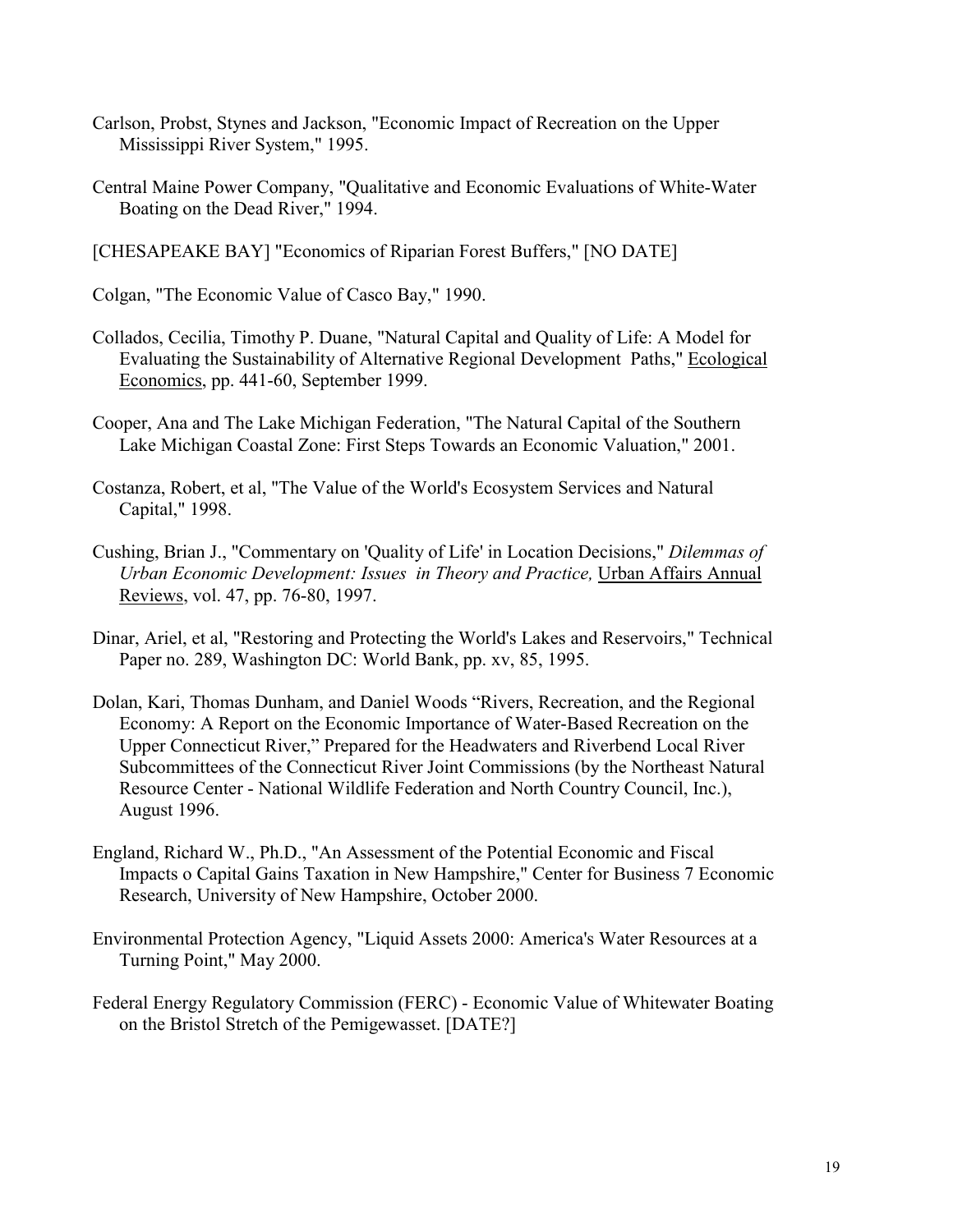Carlson, Probst, Stynes and Jackson, "Economic Impact of Recreation on the Upper Mississippi River System," 1995.

Central Maine Power Company, "Qualitative and Economic Evaluations of White-Water Boating on the Dead River," 1994.

[CHESAPEAKE BAY] "Economics of Riparian Forest Buffers," [NO DATE]

Colgan, "The Economic Value of Casco Bay," 1990.

Collados, Cecilia, Timothy P. Duane, "Natural Capital and Quality of Life: A Model for Evaluating the Sustainability of Alternative Regional Development Paths," Ecological Economics, pp. 441-60, September 1999.

Cooper, Ana and The Lake Michigan Federation, "The Natural Capital of the Southern Lake Michigan Coastal Zone: First Steps Towards an Economic Valuation," 2001.

Costanza, Robert, et al, "The Value of the World's Ecosystem Services and Natural Capital," 1998.

Cushing, Brian J., "Commentary on 'Quality of Life' in Location Decisions," *Dilemmas of Urban Economic Development: Issues in Theory and Practice,* Urban Affairs Annual Reviews, vol. 47, pp. 76-80, 1997.

Dinar, Ariel, et al, "Restoring and Protecting the World's Lakes and Reservoirs," Technical Paper no. 289, Washington DC: World Bank, pp. xv, 85, 1995.

Dolan, Kari, Thomas Dunham, and Daniel Woods "Rivers, Recreation, and the Regional Economy: A Report on the Economic Importance of Water-Based Recreation on the Upper Connecticut River," Prepared for the Headwaters and Riverbend Local River Subcommittees of the Connecticut River Joint Commissions (by the Northeast Natural Resource Center - National Wildlife Federation and North Country Council, Inc.), August 1996.

England, Richard W., Ph.D., "An Assessment of the Potential Economic and Fiscal Impacts o Capital Gains Taxation in New Hampshire," Center for Business 7 Economic Research, University of New Hampshire, October 2000.

Environmental Protection Agency, "Liquid Assets 2000: America's Water Resources at a Turning Point," May 2000.

Federal Energy Regulatory Commission (FERC) - Economic Value of Whitewater Boating on the Bristol Stretch of the Pemigewasset. [DATE?]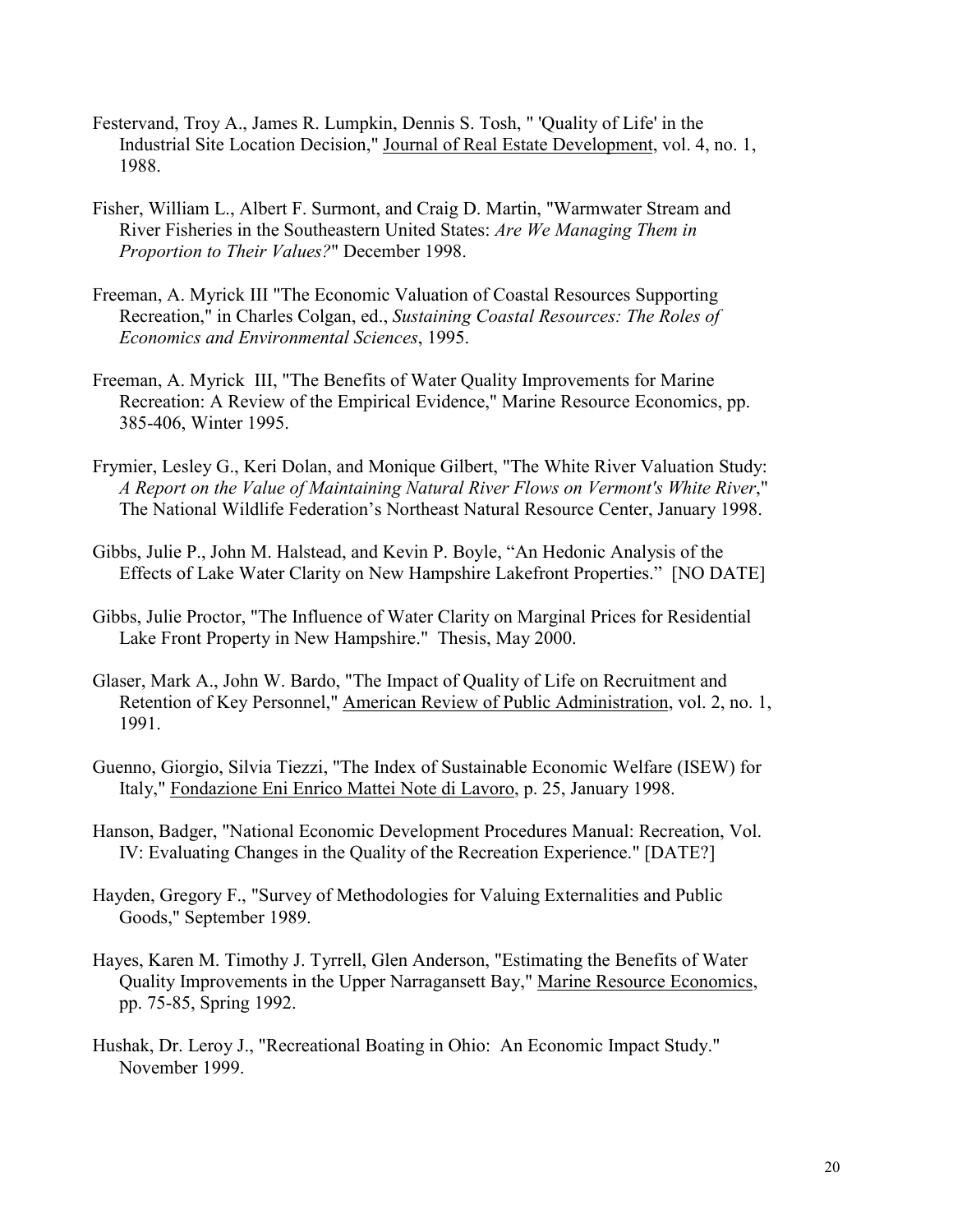Festervand, Troy A., James R. Lumpkin, Dennis S. Tosh, " 'Quality of Life' in the Industrial Site Location Decision," Journal of Real Estate Development, vol. 4, no. 1, 1988.

Fisher, William L., Albert F. Surmont, and Craig D. Martin, "Warmwater Stream and River Fisheries in the Southeastern United States: *Are We Managing Them in Proportion to Their Values?*" December 1998.

Freeman, A. Myrick III "The Economic Valuation of Coastal Resources Supporting Recreation," in Charles Colgan, ed., *Sustaining Coastal Resources: The Roles of Economics and Environmental Sciences*, 1995.

Freeman, A. Myrick III, "The Benefits of Water Quality Improvements for Marine Recreation: A Review of the Empirical Evidence," Marine Resource Economics, pp. 385-406, Winter 1995.

Frymier, Lesley G., Keri Dolan, and Monique Gilbert, "The White River Valuation Study: *A Report on the Value of Maintaining Natural River Flows on Vermont's White River*," The National Wildlife Federation's Northeast Natural Resource Center, January 1998.

Gibbs, Julie P., John M. Halstead, and Kevin P. Boyle, "An Hedonic Analysis of the Effects of Lake Water Clarity on New Hampshire Lakefront Properties." [NO DATE]

Gibbs, Julie Proctor, "The Influence of Water Clarity on Marginal Prices for Residential Lake Front Property in New Hampshire." Thesis, May 2000.

Glaser, Mark A., John W. Bardo, "The Impact of Quality of Life on Recruitment and Retention of Key Personnel," American Review of Public Administration, vol. 2, no. 1, 1991.

Guenno, Giorgio, Silvia Tiezzi, "The Index of Sustainable Economic Welfare (ISEW) for Italy," Fondazione Eni Enrico Mattei Note di Lavoro, p. 25, January 1998.

Hanson, Badger, "National Economic Development Procedures Manual: Recreation, Vol. IV: Evaluating Changes in the Quality of the Recreation Experience." [DATE?]

Hayden, Gregory F., "Survey of Methodologies for Valuing Externalities and Public Goods," September 1989.

Hayes, Karen M. Timothy J. Tyrrell, Glen Anderson, "Estimating the Benefits of Water Quality Improvements in the Upper Narragansett Bay," Marine Resource Economics, pp. 75-85, Spring 1992.

Hushak, Dr. Leroy J., "Recreational Boating in Ohio: An Economic Impact Study." November 1999.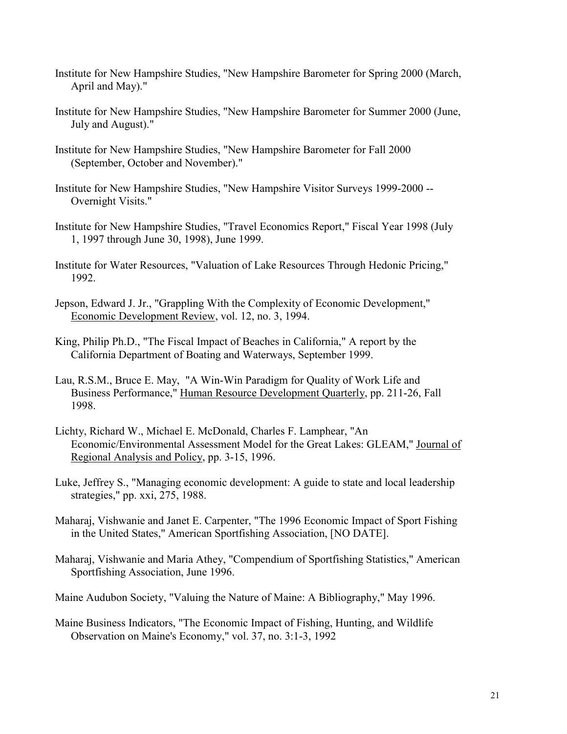Institute for New Hampshire Studies, "New Hampshire Barometer for Spring 2000 (March, April and May)."

Institute for New Hampshire Studies, "New Hampshire Barometer for Summer 2000 (June, July and August)."

Institute for New Hampshire Studies, "New Hampshire Barometer for Fall 2000 (September, October and November)."

Institute for New Hampshire Studies, "New Hampshire Visitor Surveys 1999-2000 -- Overnight Visits."

Institute for New Hampshire Studies, "Travel Economics Report," Fiscal Year 1998 (July 1, 1997 through June 30, 1998), June 1999.

Institute for Water Resources, "Valuation of Lake Resources Through Hedonic Pricing," 1992.

Jepson, Edward J. Jr., "Grappling With the Complexity of Economic Development," Economic Development Review, vol. 12, no. 3, 1994.

King, Philip Ph.D., "The Fiscal Impact of Beaches in California," A report by the California Department of Boating and Waterways, September 1999.

Lau, R.S.M., Bruce E. May, "A Win-Win Paradigm for Quality of Work Life and Business Performance," Human Resource Development Quarterly, pp. 211-26, Fall 1998.

Lichty, Richard W., Michael E. McDonald, Charles F. Lamphear, "An Economic/Environmental Assessment Model for the Great Lakes: GLEAM," Journal of Regional Analysis and Policy, pp. 3-15, 1996.

Luke, Jeffrey S., "Managing economic development: A guide to state and local leadership strategies," pp. xxi, 275, 1988.

Maharaj, Vishwanie and Janet E. Carpenter, "The 1996 Economic Impact of Sport Fishing in the United States," American Sportfishing Association, [NO DATE].

Maharaj, Vishwanie and Maria Athey, "Compendium of Sportfishing Statistics," American Sportfishing Association, June 1996.

Maine Audubon Society, "Valuing the Nature of Maine: A Bibliography," May 1996.

Maine Business Indicators, "The Economic Impact of Fishing, Hunting, and Wildlife Observation on Maine's Economy," vol. 37, no. 3:1-3, 1992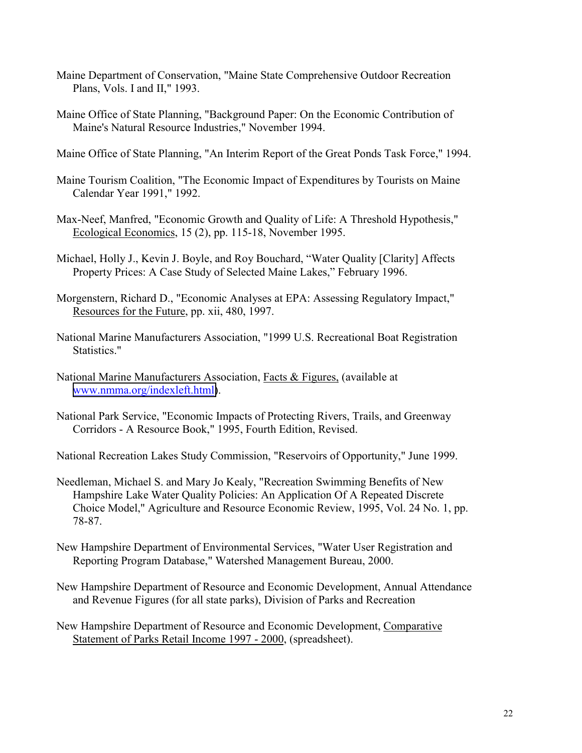Maine Department of Conservation, "Maine State Comprehensive Outdoor Recreation Plans, Vols. I and II," 1993.

Maine Office of State Planning, "Background Paper: On the Economic Contribution of Maine's Natural Resource Industries," November 1994.

Maine Office of State Planning, "An Interim Report of the Great Ponds Task Force," 1994.

Maine Tourism Coalition, "The Economic Impact of Expenditures by Tourists on Maine Calendar Year 1991," 1992.

Max-Neef, Manfred, "Economic Growth and Quality of Life: A Threshold Hypothesis," Ecological Economics, 15 (2), pp. 115-18, November 1995.

Michael, Holly J., Kevin J. Boyle, and Roy Bouchard, "Water Quality [Clarity] Affects Property Prices: A Case Study of Selected Maine Lakes," February 1996.

Morgenstern, Richard D., "Economic Analyses at EPA: Assessing Regulatory Impact," Resources for the Future, pp. xii, 480, 1997.

National Marine Manufacturers Association, "1999 U.S. Recreational Boat Registration Statistics."

National Marine Manufacturers Association, Facts & Figures, (available at www.nmma.org/indexleft.html).

National Park Service, "Economic Impacts of Protecting Rivers, Trails, and Greenway Corridors - A Resource Book," 1995, Fourth Edition, Revised.

National Recreation Lakes Study Commission, "Reservoirs of Opportunity," June 1999.

Needleman, Michael S. and Mary Jo Kealy, "Recreation Swimming Benefits of New Hampshire Lake Water Quality Policies: An Application Of A Repeated Discrete Choice Model," Agriculture and Resource Economic Review, 1995, Vol. 24 No. 1, pp. 78-87.

New Hampshire Department of Environmental Services, "Water User Registration and Reporting Program Database," Watershed Management Bureau, 2000.

New Hampshire Department of Resource and Economic Development, Annual Attendance and Revenue Figures (for all state parks), Division of Parks and Recreation

New Hampshire Department of Resource and Economic Development, Comparative Statement of Parks Retail Income 1997 - 2000, (spreadsheet).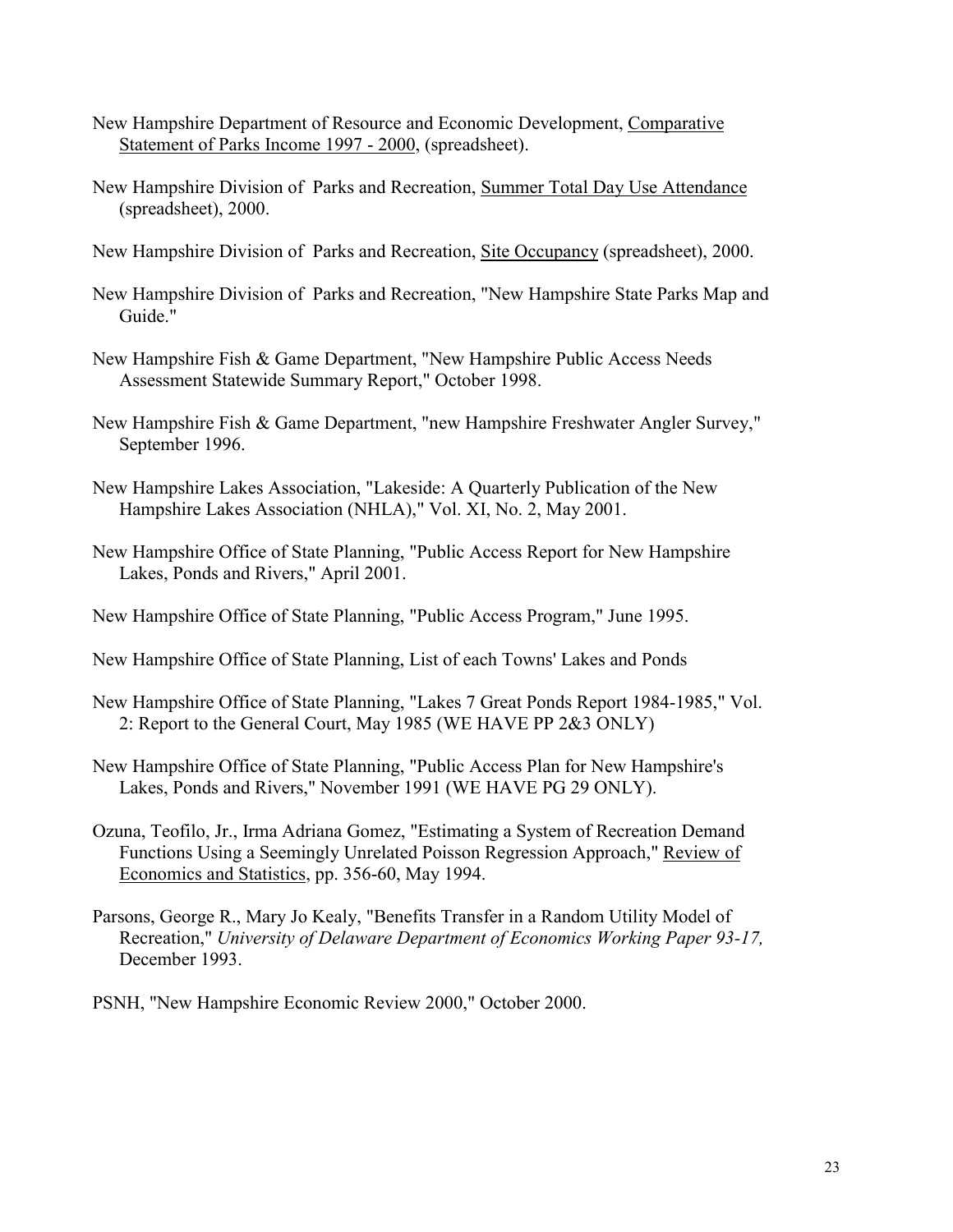New Hampshire Department of Resource and Economic Development, Comparative Statement of Parks Income 1997 - 2000, (spreadsheet).

New Hampshire Division of Parks and Recreation, Summer Total Day Use Attendance (spreadsheet), 2000.

New Hampshire Division of Parks and Recreation, Site Occupancy (spreadsheet), 2000.

New Hampshire Division of Parks and Recreation, "New Hampshire State Parks Map and Guide."

New Hampshire Fish & Game Department, "New Hampshire Public Access Needs Assessment Statewide Summary Report," October 1998.

New Hampshire Fish & Game Department, "new Hampshire Freshwater Angler Survey," September 1996.

New Hampshire Lakes Association, "Lakeside: A Quarterly Publication of the New Hampshire Lakes Association (NHLA)," Vol. XI, No. 2, May 2001.

New Hampshire Office of State Planning, "Public Access Report for New Hampshire Lakes, Ponds and Rivers," April 2001.

New Hampshire Office of State Planning, "Public Access Program," June 1995.

New Hampshire Office of State Planning, List of each Towns' Lakes and Ponds

New Hampshire Office of State Planning, "Lakes 7 Great Ponds Report 1984-1985," Vol. 2: Report to the General Court, May 1985 (WE HAVE PP 2&3 ONLY)

New Hampshire Office of State Planning, "Public Access Plan for New Hampshire's Lakes, Ponds and Rivers," November 1991 (WE HAVE PG 29 ONLY).

Ozuna, Teofilo, Jr., Irma Adriana Gomez, "Estimating a System of Recreation Demand Functions Using a Seemingly Unrelated Poisson Regression Approach," Review of Economics and Statistics, pp. 356-60, May 1994.

Parsons, George R., Mary Jo Kealy, "Benefits Transfer in a Random Utility Model of Recreation," *University of Delaware Department of Economics Working Paper 93-17,* December 1993.

PSNH, "New Hampshire Economic Review 2000," October 2000.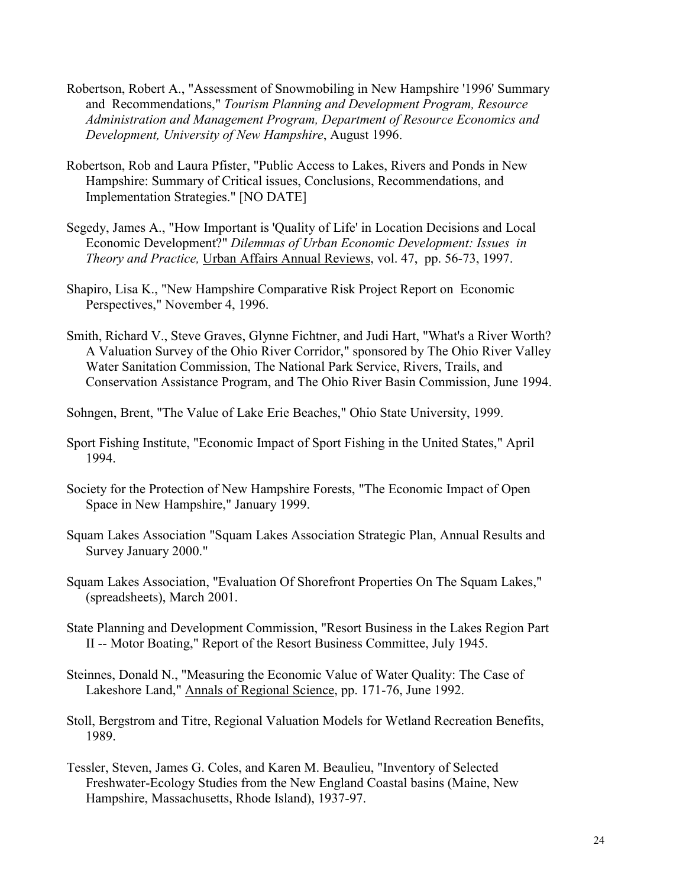Robertson, Robert A., "Assessment of Snowmobiling in New Hampshire '1996' Summary and Recommendations," *Tourism Planning and Development Program, Resource Administration and Management Program, Department of Resource Economics and Development, University of New Hampshire*, August 1996.

Robertson, Rob and Laura Pfister, "Public Access to Lakes, Rivers and Ponds in New Hampshire: Summary of Critical issues, Conclusions, Recommendations, and Implementation Strategies." [NO DATE]

Segedy, James A., "How Important is 'Quality of Life' in Location Decisions and Local Economic Development?" *Dilemmas of Urban Economic Development: Issues in Theory and Practice,* Urban Affairs Annual Reviews, vol. 47, pp. 56-73, 1997.

Shapiro, Lisa K., "New Hampshire Comparative Risk Project Report on Economic Perspectives," November 4, 1996.

Smith, Richard V., Steve Graves, Glynne Fichtner, and Judi Hart, "What's a River Worth? A Valuation Survey of the Ohio River Corridor," sponsored by The Ohio River Valley Water Sanitation Commission, The National Park Service, Rivers, Trails, and Conservation Assistance Program, and The Ohio River Basin Commission, June 1994.

Sohngen, Brent, "The Value of Lake Erie Beaches," Ohio State University, 1999.

Sport Fishing Institute, "Economic Impact of Sport Fishing in the United States," April 1994.

Society for the Protection of New Hampshire Forests, "The Economic Impact of Open Space in New Hampshire," January 1999.

Squam Lakes Association "Squam Lakes Association Strategic Plan, Annual Results and Survey January 2000."

Squam Lakes Association, "Evaluation Of Shorefront Properties On The Squam Lakes," (spreadsheets), March 2001.

State Planning and Development Commission, "Resort Business in the Lakes Region Part II -- Motor Boating," Report of the Resort Business Committee, July 1945.

Steinnes, Donald N., "Measuring the Economic Value of Water Quality: The Case of Lakeshore Land," Annals of Regional Science, pp. 171-76, June 1992.

Stoll, Bergstrom and Titre, Regional Valuation Models for Wetland Recreation Benefits, 1989.

Tessler, Steven, James G. Coles, and Karen M. Beaulieu, "Inventory of Selected Freshwater-Ecology Studies from the New England Coastal basins (Maine, New Hampshire, Massachusetts, Rhode Island), 1937-97.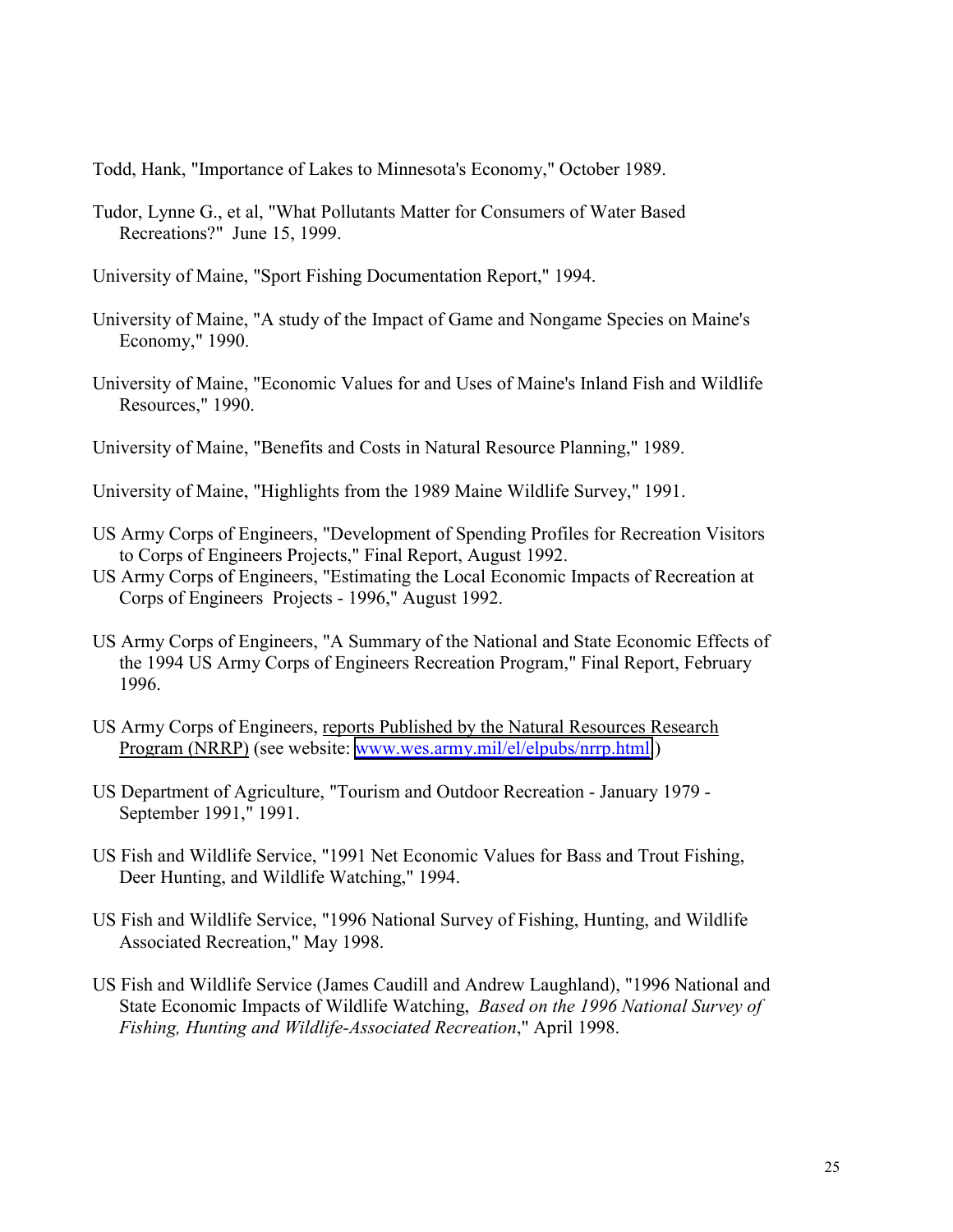Todd, Hank, "Importance of Lakes to Minnesota's Economy," October 1989.

Tudor, Lynne G., et al, "What Pollutants Matter for Consumers of Water Based Recreations?" June 15, 1999.

University of Maine, "Sport Fishing Documentation Report," 1994.

University of Maine, "A study of the Impact of Game and Nongame Species on Maine's Economy," 1990.

University of Maine, "Economic Values for and Uses of Maine's Inland Fish and Wildlife Resources," 1990.

University of Maine, "Benefits and Costs in Natural Resource Planning," 1989.

University of Maine, "Highlights from the 1989 Maine Wildlife Survey," 1991.

US Army Corps of Engineers, "Development of Spending Profiles for Recreation Visitors to Corps of Engineers Projects," Final Report, August 1992.

US Army Corps of Engineers, "Estimating the Local Economic Impacts of Recreation at Corps of Engineers Projects - 1996," August 1992.

US Army Corps of Engineers, "A Summary of the National and State Economic Effects of the 1994 US Army Corps of Engineers Recreation Program," Final Report, February 1996.

US Army Corps of Engineers, reports Published by the Natural Resources Research Program (NRRP) (see website: www.wes.army.mil/el/elpubs/nrrp.html)

US Department of Agriculture, "Tourism and Outdoor Recreation - January 1979 - September 1991," 1991.

US Fish and Wildlife Service, "1991 Net Economic Values for Bass and Trout Fishing, Deer Hunting, and Wildlife Watching," 1994.

US Fish and Wildlife Service, "1996 National Survey of Fishing, Hunting, and Wildlife Associated Recreation," May 1998.

US Fish and Wildlife Service (James Caudill and Andrew Laughland), "1996 National and State Economic Impacts of Wildlife Watching, *Based on the 1996 National Survey of Fishing, Hunting and Wildlife-Associated Recreation*," April 1998.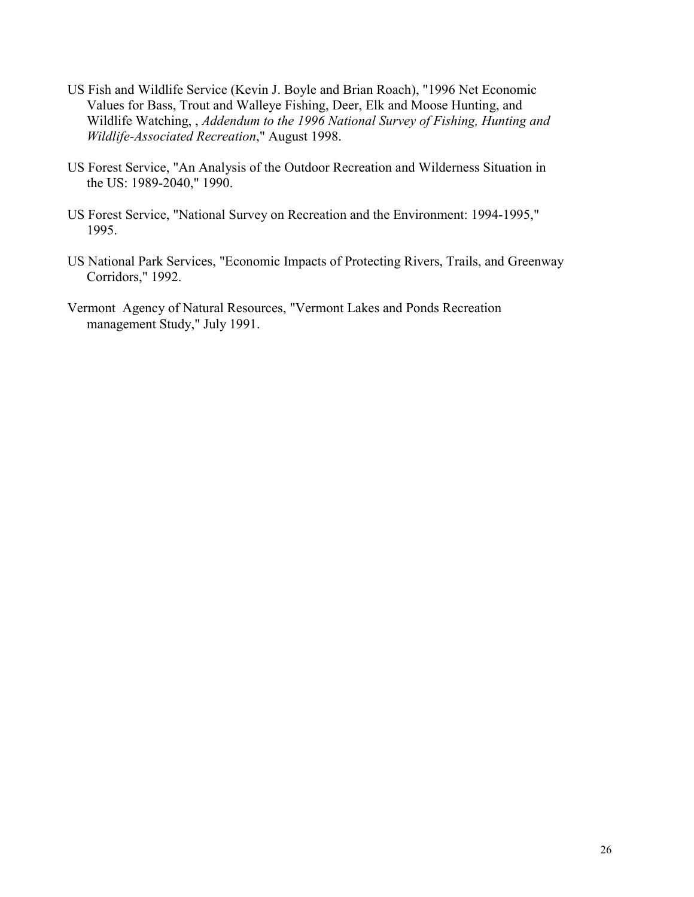US Fish and Wildlife Service (Kevin J. Boyle and Brian Roach), "1996 Net Economic Values for Bass, Trout and Walleye Fishing, Deer, Elk and Moose Hunting, and Wildlife Watching, , *Addendum to the 1996 National Survey of Fishing, Hunting and Wildlife-Associated Recreation*," August 1998.

US Forest Service, "An Analysis of the Outdoor Recreation and Wilderness Situation in the US: 1989-2040," 1990.

US Forest Service, "National Survey on Recreation and the Environment: 1994-1995," 1995.

US National Park Services, "Economic Impacts of Protecting Rivers, Trails, and Greenway Corridors," 1992.

Vermont Agency of Natural Resources, "Vermont Lakes and Ponds Recreation management Study," July 1991.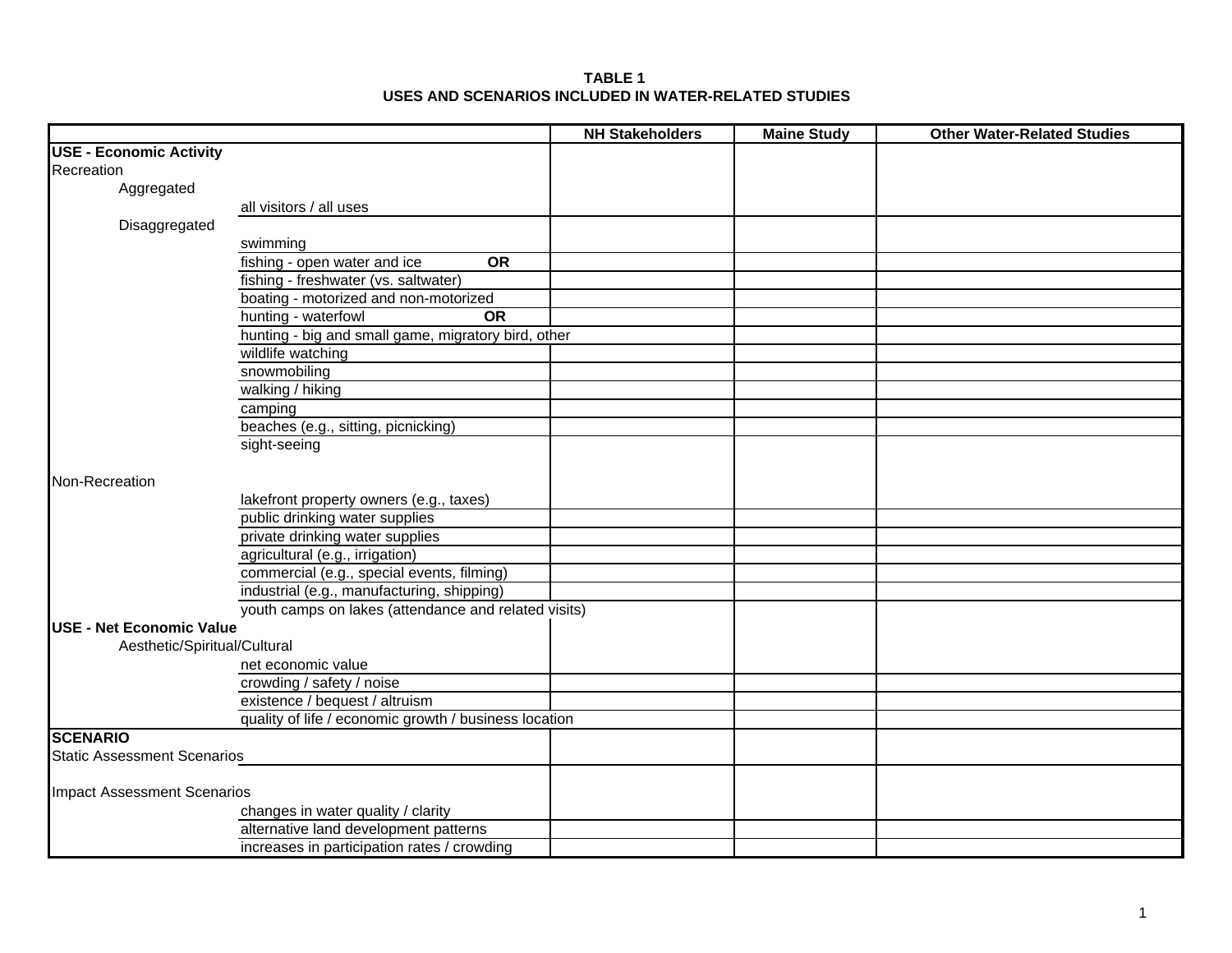**TABLE 1**
**USES AND SCENARIOS INCLUDED IN WATER-RELATED STUDIES**

| | | NH Stakeholders | Maine Study | Other Water-Related Studies |
|---|---|---|---|---|
| **USE - Economic Activity** | | | | |
| Recreation | | | | |
| Aggregated | | | | |
| | all visitors / all uses | | | |
| Disaggregated | | | | |
| | swimming | | | |
| | fishing - open water and ice **OR** | | | |
| | fishing - freshwater (vs. saltwater) | | | |
| | boating - motorized and non-motorized | | | |
| | hunting - waterfowl **OR** | | | |
| | hunting - big and small game, migratory bird, other | | | |
| | wildlife watching | | | |
| | snowmobiling | | | |
| | walking / hiking | | | |
| | camping | | | |
| | beaches (e.g., sitting, picnicking) | | | |
| | sight-seeing | | | |
| Non-Recreation | | | | |
| | lakefront property owners (e.g., taxes) | | | |
| | public drinking water supplies | | | |
| | private drinking water supplies | | | |
| | agricultural (e.g., irrigation) | | | |
| | commercial (e.g., special events, filming) | | | |
| | industrial (e.g., manufacturing, shipping) | | | |
| | youth camps on lakes (attendance and related visits) | | | |
| **USE - Net Economic Value** | | | | |
| Aesthetic/Spiritual/Cultural | | | | |
| | net economic value | | | |
| | crowding / safety / noise | | | |
| | existence / bequest / altruism | | | |
| | quality of life / economic growth / business location | | | |
| **SCENARIO** | | | | |
| Static Assessment Scenarios | | | | |
| Impact Assessment Scenarios | | | | |
| | changes in water quality / clarity | | | |
| | alternative land development patterns | | | |
| | increases in participation rates / crowding | | | |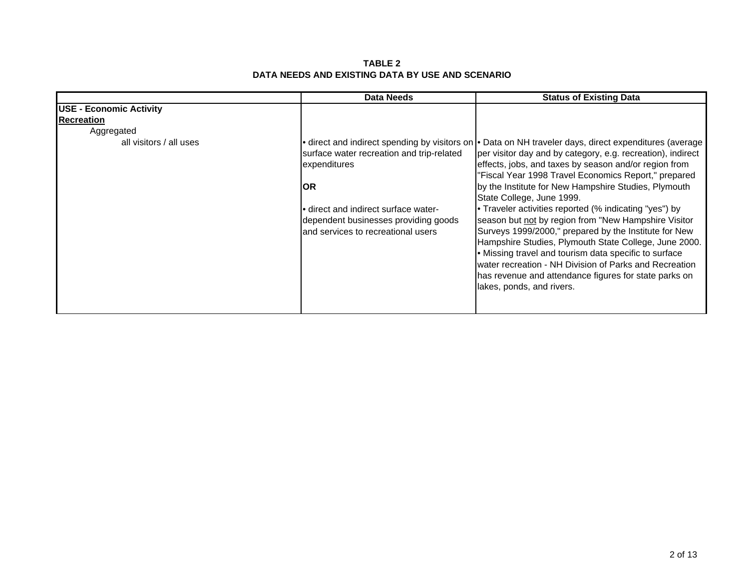**TABLE 2**
**DATA NEEDS AND EXISTING DATA BY USE AND SCENARIO**

| | Data Needs | Status of Existing Data |
|---|---|---|
| **USE - Economic Activity** | | |
| **Recreation** | | |
| Aggregated | | |
| all visitors / all uses | • direct and indirect spending by visitors on surface water recreation and trip-related expenditures<br><br>**OR**<br><br>• direct and indirect surface water-dependent businesses providing goods and services to recreational users | • Data on NH traveler days, direct expenditures (average per visitor day and by category, e.g. recreation), indirect effects, jobs, and taxes by season and/or region from "Fiscal Year 1998 Travel Economics Report," prepared by the Institute for New Hampshire Studies, Plymouth State College, June 1999.<br>• Traveler activities reported (% indicating "yes") by season but not by region from "New Hampshire Visitor Surveys 1999/2000," prepared by the Institute for New Hampshire Studies, Plymouth State College, June 2000.<br>• Missing travel and tourism data specific to surface water recreation - NH Division of Parks and Recreation has revenue and attendance figures for state parks on lakes, ponds, and rivers. |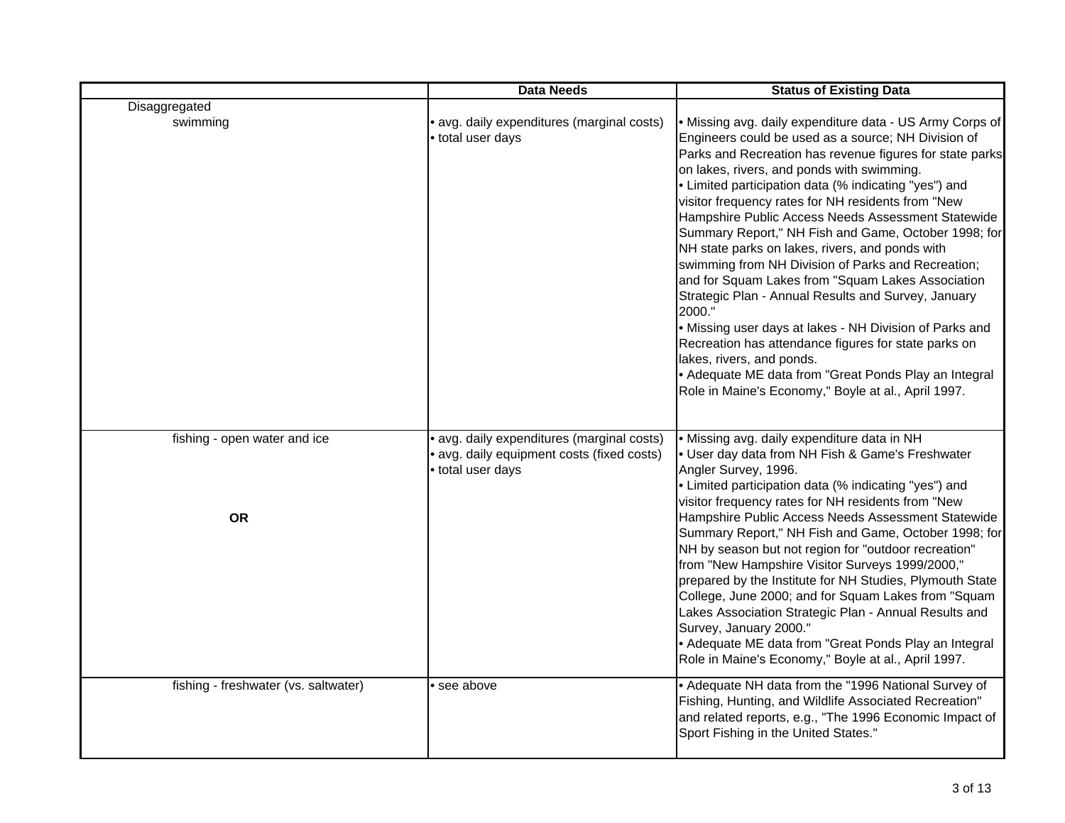| | Data Needs | Status of Existing Data |
|---|---|---|
| Disaggregated | | |
| swimming | • avg. daily expenditures (marginal costs)<br>• total user days | • Missing avg. daily expenditure data - US Army Corps of Engineers could be used as a source; NH Division of Parks and Recreation has revenue figures for state parks on lakes, rivers, and ponds with swimming.<br>• Limited participation data (% indicating "yes") and visitor frequency rates for NH residents from "New Hampshire Public Access Needs Assessment Statewide Summary Report," NH Fish and Game, October 1998; for NH state parks on lakes, rivers, and ponds with swimming from NH Division of Parks and Recreation; and for Squam Lakes from "Squam Lakes Association Strategic Plan - Annual Results and Survey, January 2000."<br>• Missing user days at lakes - NH Division of Parks and Recreation has attendance figures for state parks on lakes, rivers, and ponds.<br>• Adequate ME data from "Great Ponds Play an Integral Role in Maine's Economy," Boyle at al., April 1997. |
| fishing - open water and ice<br><br>**OR** | • avg. daily expenditures (marginal costs)<br>• avg. daily equipment costs (fixed costs)<br>• total user days | • Missing avg. daily expenditure data in NH<br>• User day data from NH Fish & Game's Freshwater Angler Survey, 1996.<br>• Limited participation data (% indicating "yes") and visitor frequency rates for NH residents from "New Hampshire Public Access Needs Assessment Statewide Summary Report," NH Fish and Game, October 1998; for NH by season but not region for "outdoor recreation" from "New Hampshire Visitor Surveys 1999/2000," prepared by the Institute for NH Studies, Plymouth State College, June 2000; and for Squam Lakes from "Squam Lakes Association Strategic Plan - Annual Results and Survey, January 2000."<br>• Adequate ME data from "Great Ponds Play an Integral Role in Maine's Economy," Boyle at al., April 1997. |
| fishing - freshwater (vs. saltwater) | • see above | • Adequate NH data from the "1996 National Survey of Fishing, Hunting, and Wildlife Associated Recreation" and related reports, e.g., "The 1996 Economic Impact of Sport Fishing in the United States." |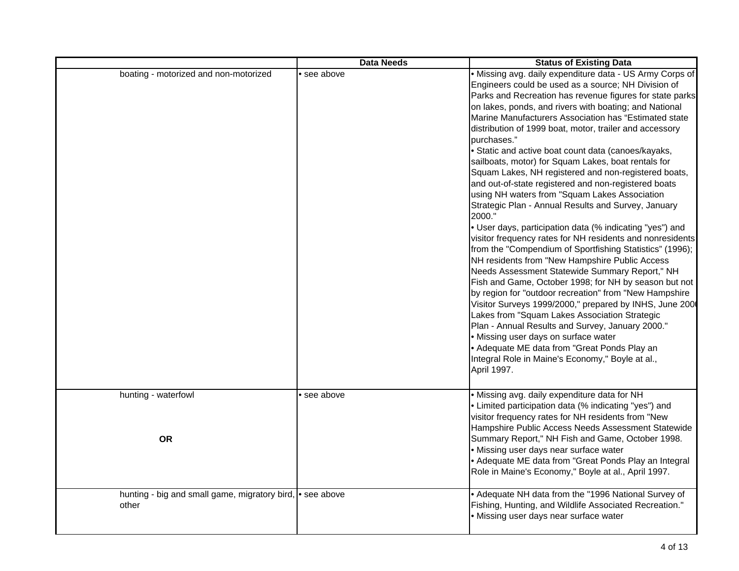| | Data Needs | Status of Existing Data |
|---|---|---|
| boating - motorized and non-motorized | • see above | • Missing avg. daily expenditure data - US Army Corps of Engineers could be used as a source; NH Division of Parks and Recreation has revenue figures for state parks on lakes, ponds, and rivers with boating; and National Marine Manufacturers Association has "Estimated state distribution of 1999 boat, motor, trailer and accessory purchases." <br>• Static and active boat count data (canoes/kayaks, sailboats, motor) for Squam Lakes, boat rentals for Squam Lakes, NH registered and non-registered boats, and out-of-state registered and non-registered boats using NH waters from "Squam Lakes Association Strategic Plan - Annual Results and Survey, January 2000." <br>• User days, participation data (% indicating "yes") and visitor frequency rates for NH residents and nonresidents from the "Compendium of Sportfishing Statistics" (1996); NH residents from "New Hampshire Public Access Needs Assessment Statewide Summary Report," NH Fish and Game, October 1998; for NH by season but not by region for "outdoor recreation" from "New Hampshire Visitor Surveys 1999/2000," prepared by INHS, June 2000 Lakes from "Squam Lakes Association Strategic Plan - Annual Results and Survey, January 2000." <br>• Missing user days on surface water <br>• Adequate ME data from "Great Ponds Play an Integral Role in Maine's Economy," Boyle at al., April 1997. |
| hunting - waterfowl <br><br> **OR** | • see above | • Missing avg. daily expenditure data for NH <br>• Limited participation data (% indicating "yes") and visitor frequency rates for NH residents from "New Hampshire Public Access Needs Assessment Statewide Summary Report," NH Fish and Game, October 1998. <br>• Missing user days near surface water <br>• Adequate ME data from "Great Ponds Play an Integral Role in Maine's Economy," Boyle at al., April 1997. |
| hunting - big and small game, migratory bird, other | • see above | • Adequate NH data from the "1996 National Survey of Fishing, Hunting, and Wildlife Associated Recreation." <br>• Missing user days near surface water |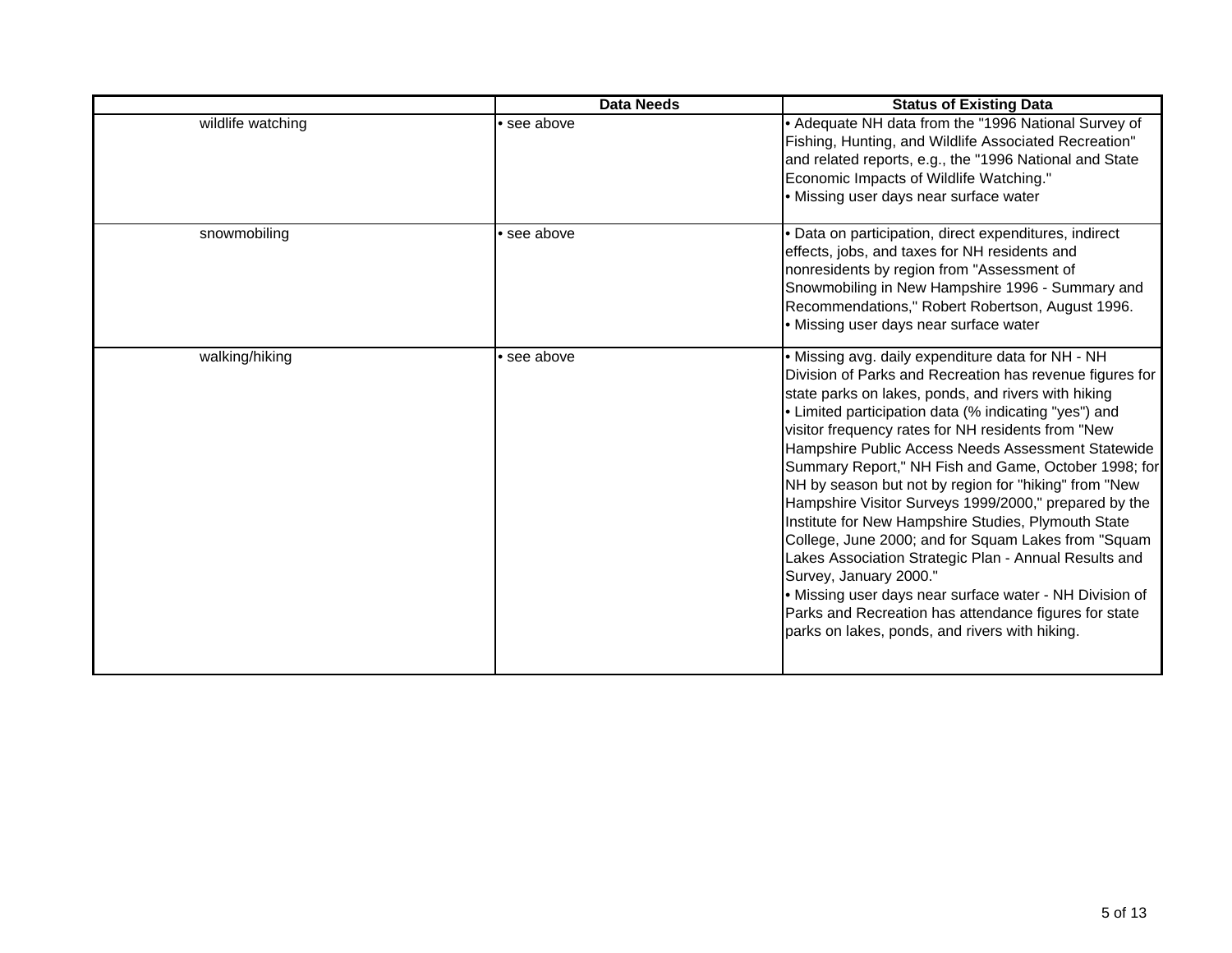| | Data Needs | Status of Existing Data |
|---|---|---|
| wildlife watching | • see above | • Adequate NH data from the "1996 National Survey of Fishing, Hunting, and Wildlife Associated Recreation" and related reports, e.g., the "1996 National and State Economic Impacts of Wildlife Watching."<br>• Missing user days near surface water |
| snowmobiling | • see above | • Data on participation, direct expenditures, indirect effects, jobs, and taxes for NH residents and nonresidents by region from "Assessment of Snowmobiling in New Hampshire 1996 - Summary and Recommendations," Robert Robertson, August 1996.<br>• Missing user days near surface water |
| walking/hiking | • see above | • Missing avg. daily expenditure data for NH - NH Division of Parks and Recreation has revenue figures for state parks on lakes, ponds, and rivers with hiking<br>• Limited participation data (% indicating "yes") and visitor frequency rates for NH residents from "New Hampshire Public Access Needs Assessment Statewide Summary Report," NH Fish and Game, October 1998; for NH by season but not by region for "hiking" from "New Hampshire Visitor Surveys 1999/2000," prepared by the Institute for New Hampshire Studies, Plymouth State College, June 2000; and for Squam Lakes from "Squam Lakes Association Strategic Plan - Annual Results and Survey, January 2000."<br>• Missing user days near surface water - NH Division of Parks and Recreation has attendance figures for state parks on lakes, ponds, and rivers with hiking. |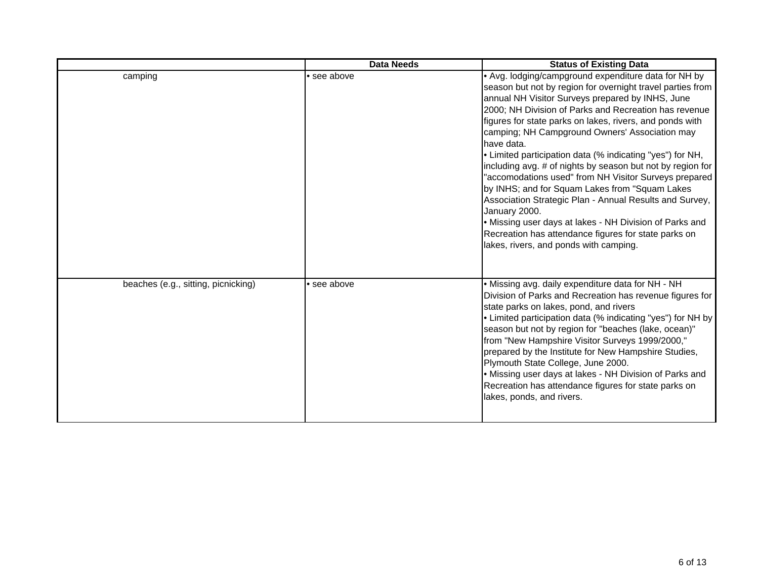| | Data Needs | Status of Existing Data |
|---|---|---|
| camping | • see above | • Avg. lodging/campground expenditure data for NH by season but not by region for overnight travel parties from annual NH Visitor Surveys prepared by INHS, June 2000; NH Division of Parks and Recreation has revenue figures for state parks on lakes, rivers, and ponds with camping; NH Campground Owners' Association may have data.<br>• Limited participation data (% indicating "yes") for NH, including avg. # of nights by season but not by region for "accomodations used" from NH Visitor Surveys prepared by INHS; and for Squam Lakes from "Squam Lakes Association Strategic Plan - Annual Results and Survey, January 2000.<br>• Missing user days at lakes - NH Division of Parks and Recreation has attendance figures for state parks on lakes, rivers, and ponds with camping. |
| beaches (e.g., sitting, picnicking) | • see above | • Missing avg. daily expenditure data for NH - NH Division of Parks and Recreation has revenue figures for state parks on lakes, pond, and rivers<br>• Limited participation data (% indicating "yes") for NH by season but not by region for "beaches (lake, ocean)" from "New Hampshire Visitor Surveys 1999/2000," prepared by the Institute for New Hampshire Studies, Plymouth State College, June 2000.<br>• Missing user days at lakes - NH Division of Parks and Recreation has attendance figures for state parks on lakes, ponds, and rivers. |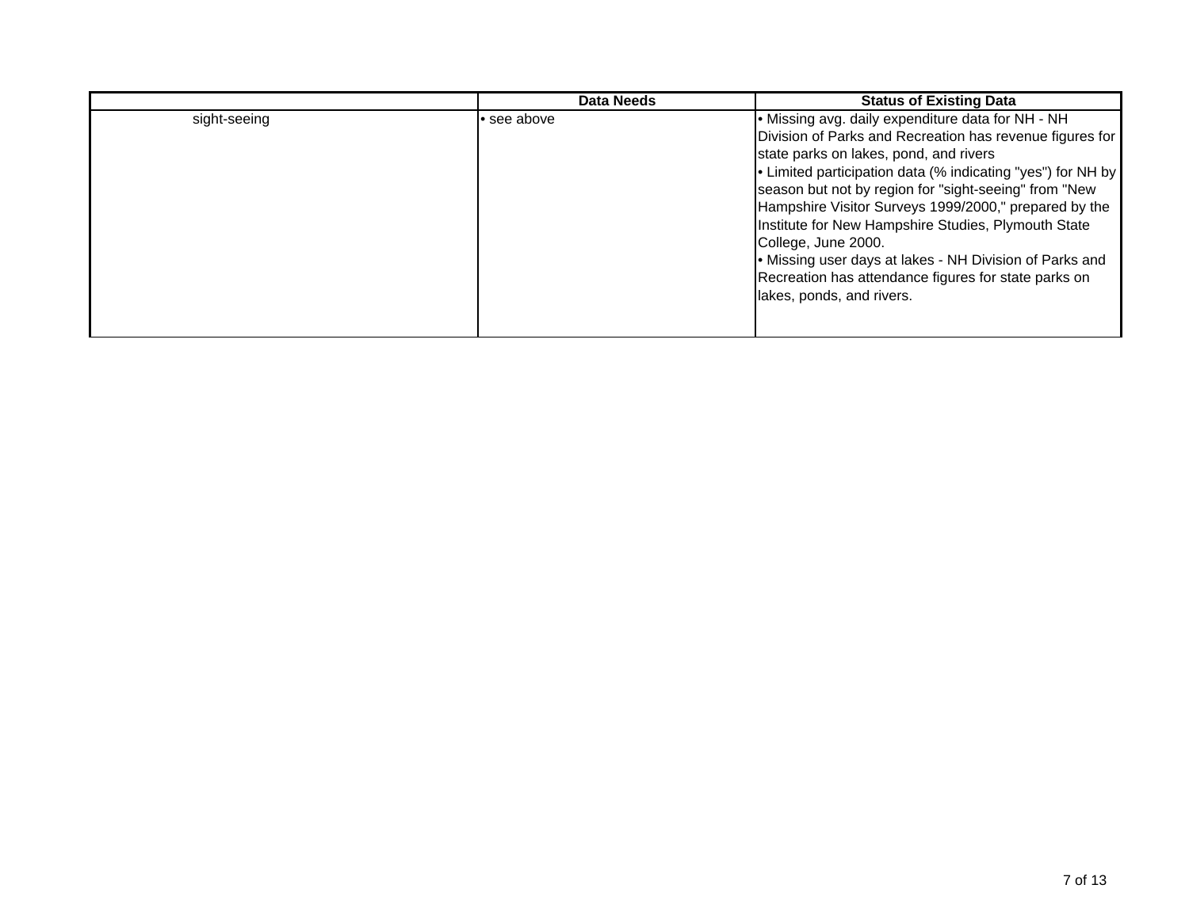| | Data Needs | Status of Existing Data |
|---|---|---|
| sight-seeing | • see above | • Missing avg. daily expenditure data for NH - NH Division of Parks and Recreation has revenue figures for state parks on lakes, pond, and rivers<br>• Limited participation data (% indicating "yes") for NH by season but not by region for "sight-seeing" from "New Hampshire Visitor Surveys 1999/2000," prepared by the Institute for New Hampshire Studies, Plymouth State College, June 2000.<br>• Missing user days at lakes - NH Division of Parks and Recreation has attendance figures for state parks on lakes, ponds, and rivers. |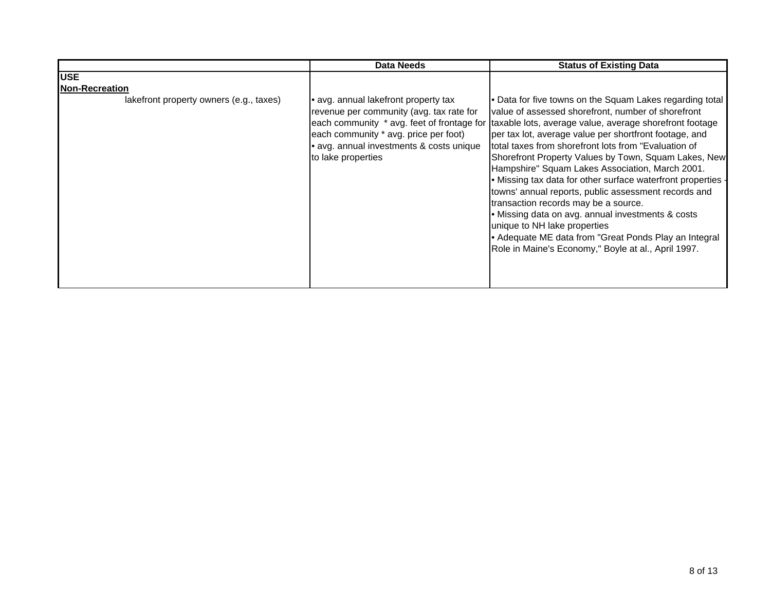| | Data Needs | Status of Existing Data |
|---|---|---|
| **USE** | | |
| **Non-Recreation** | | |
| lakefront property owners (e.g., taxes) | • avg. annual lakefront property tax revenue per community (avg. tax rate for each community * avg. feet of frontage for each community * avg. price per foot)<br>• avg. annual investments & costs unique to lake properties | • Data for five towns on the Squam Lakes regarding total value of assessed shorefront, number of shorefront taxable lots, average value, average shorefront footage per tax lot, average value per shortfront footage, and total taxes from shorefront lots from "Evaluation of Shorefront Property Values by Town, Squam Lakes, New Hampshire" Squam Lakes Association, March 2001.<br>• Missing tax data for other surface waterfront properties - towns' annual reports, public assessment records and transaction records may be a source.<br>• Missing data on avg. annual investments & costs unique to NH lake properties<br>• Adequate ME data from "Great Ponds Play an Integral Role in Maine's Economy," Boyle at al., April 1997. |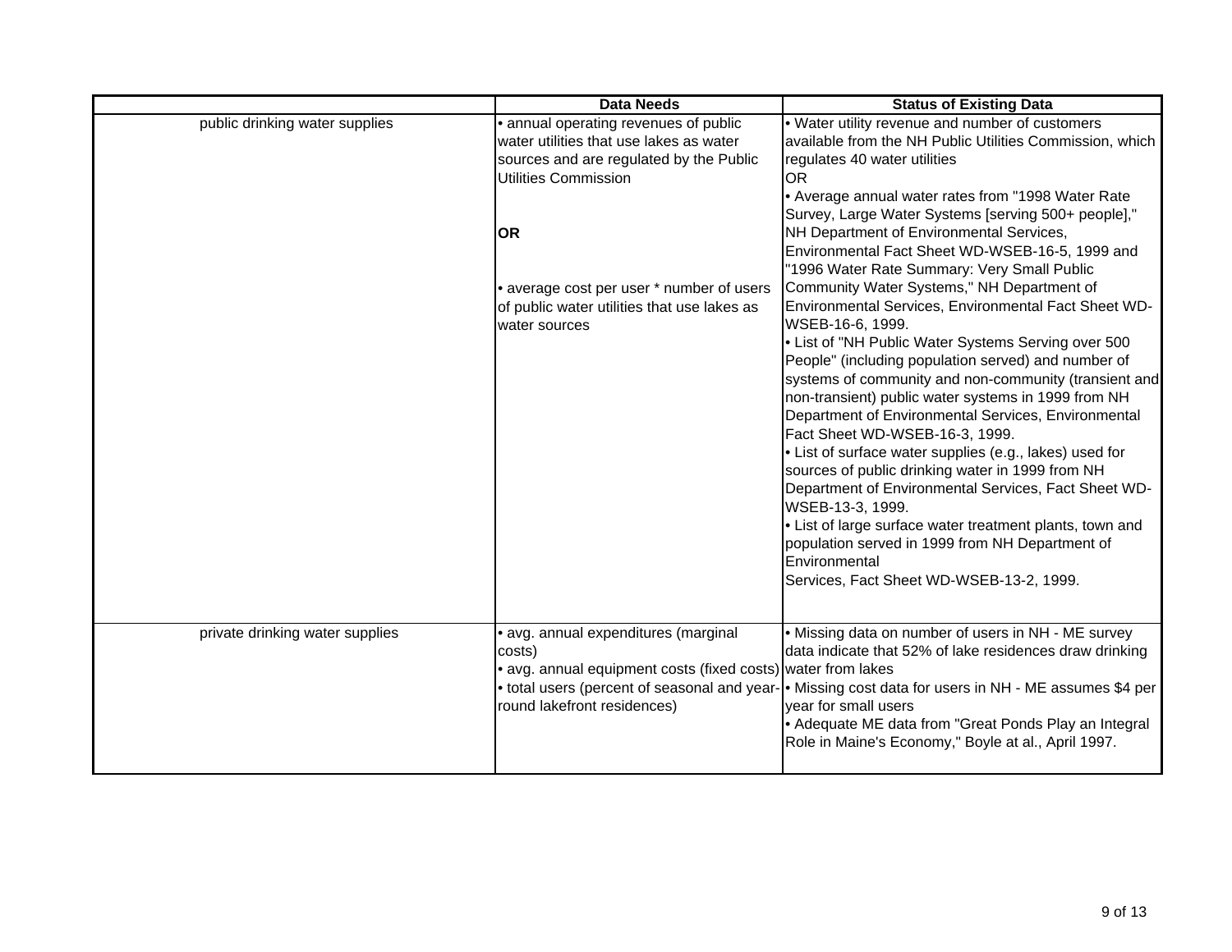| | Data Needs | Status of Existing Data |
|---|---|---|
| public drinking water supplies | • annual operating revenues of public water utilities that use lakes as water sources and are regulated by the Public Utilities Commission<br><br>**OR**<br><br>• average cost per user * number of users of public water utilities that use lakes as water sources | • Water utility revenue and number of customers available from the NH Public Utilities Commission, which regulates 40 water utilities<br>OR<br>• Average annual water rates from "1998 Water Rate Survey, Large Water Systems [serving 500+ people]," NH Department of Environmental Services, Environmental Fact Sheet WD-WSEB-16-5, 1999 and "1996 Water Rate Summary: Very Small Public Community Water Systems," NH Department of Environmental Services, Environmental Fact Sheet WD-WSEB-16-6, 1999.<br>• List of "NH Public Water Systems Serving over 500 People" (including population served) and number of systems of community and non-community (transient and non-transient) public water systems in 1999 from NH Department of Environmental Services, Environmental Fact Sheet WD-WSEB-16-3, 1999.<br>• List of surface water supplies (e.g., lakes) used for sources of public drinking water in 1999 from NH Department of Environmental Services, Fact Sheet WD-WSEB-13-3, 1999.<br>• List of large surface water treatment plants, town and population served in 1999 from NH Department of Environmental Services, Fact Sheet WD-WSEB-13-2, 1999. |
| private drinking water supplies | • avg. annual expenditures (marginal costs)<br>• avg. annual equipment costs (fixed costs)<br>• total users (percent of seasonal and year-round lakefront residences) | • Missing data on number of users in NH - ME survey data indicate that 52% of lake residences draw drinking water from lakes<br>• Missing cost data for users in NH - ME assumes $4 per year for small users<br>• Adequate ME data from "Great Ponds Play an Integral Role in Maine's Economy," Boyle at al., April 1997. |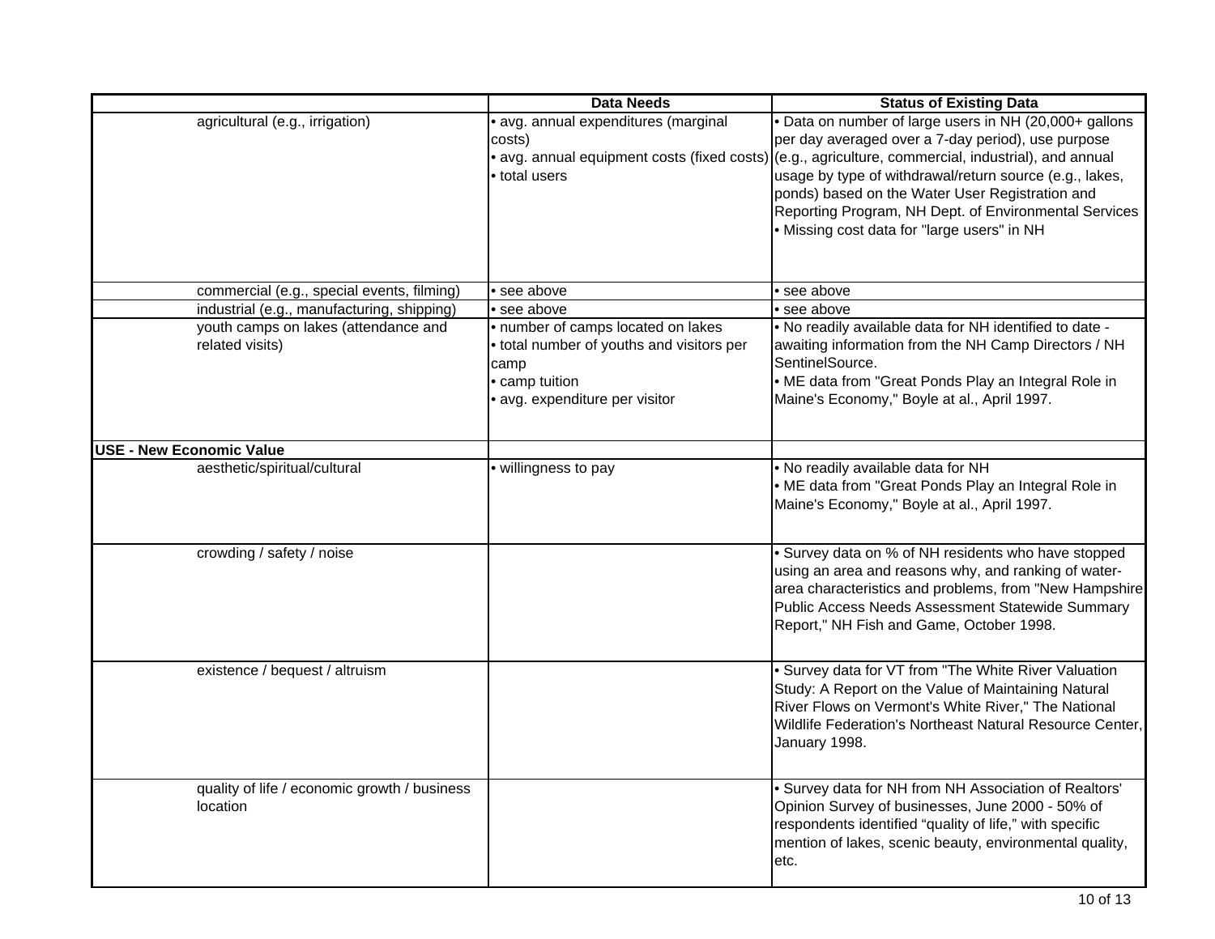| | Data Needs | Status of Existing Data |
|---|---|---|
| agricultural (e.g., irrigation) | • avg. annual expenditures (marginal costs)<br>• avg. annual equipment costs (fixed costs)<br>• total users | • Data on number of large users in NH (20,000+ gallons per day averaged over a 7-day period), use purpose (e.g., agriculture, commercial, industrial), and annual usage by type of withdrawal/return source (e.g., lakes, ponds) based on the Water User Registration and Reporting Program, NH Dept. of Environmental Services<br>• Missing cost data for "large users" in NH |
| commercial (e.g., special events, filming) | • see above | • see above |
| industrial (e.g., manufacturing, shipping) | • see above | • see above |
| youth camps on lakes (attendance and related visits) | • number of camps located on lakes<br>• total number of youths and visitors per camp<br>• camp tuition<br>• avg. expenditure per visitor | • No readily available data for NH identified to date - awaiting information from the NH Camp Directors / NH SentinelSource.<br>• ME data from "Great Ponds Play an Integral Role in Maine's Economy," Boyle at al., April 1997. |
| **USE - New Economic Value** | | |
| aesthetic/spiritual/cultural | • willingness to pay | • No readily available data for NH<br>• ME data from "Great Ponds Play an Integral Role in Maine's Economy," Boyle at al., April 1997. |
| crowding / safety / noise | | • Survey data on % of NH residents who have stopped using an area and reasons why, and ranking of water-area characteristics and problems, from "New Hampshire Public Access Needs Assessment Statewide Summary Report," NH Fish and Game, October 1998. |
| existence / bequest / altruism | | • Survey data for VT from "The White River Valuation Study: A Report on the Value of Maintaining Natural River Flows on Vermont's White River," The National Wildlife Federation's Northeast Natural Resource Center, January 1998. |
| quality of life / economic growth / business location | | • Survey data for NH from NH Association of Realtors' Opinion Survey of businesses, June 2000 - 50% of respondents identified "quality of life," with specific mention of lakes, scenic beauty, environmental quality, etc. |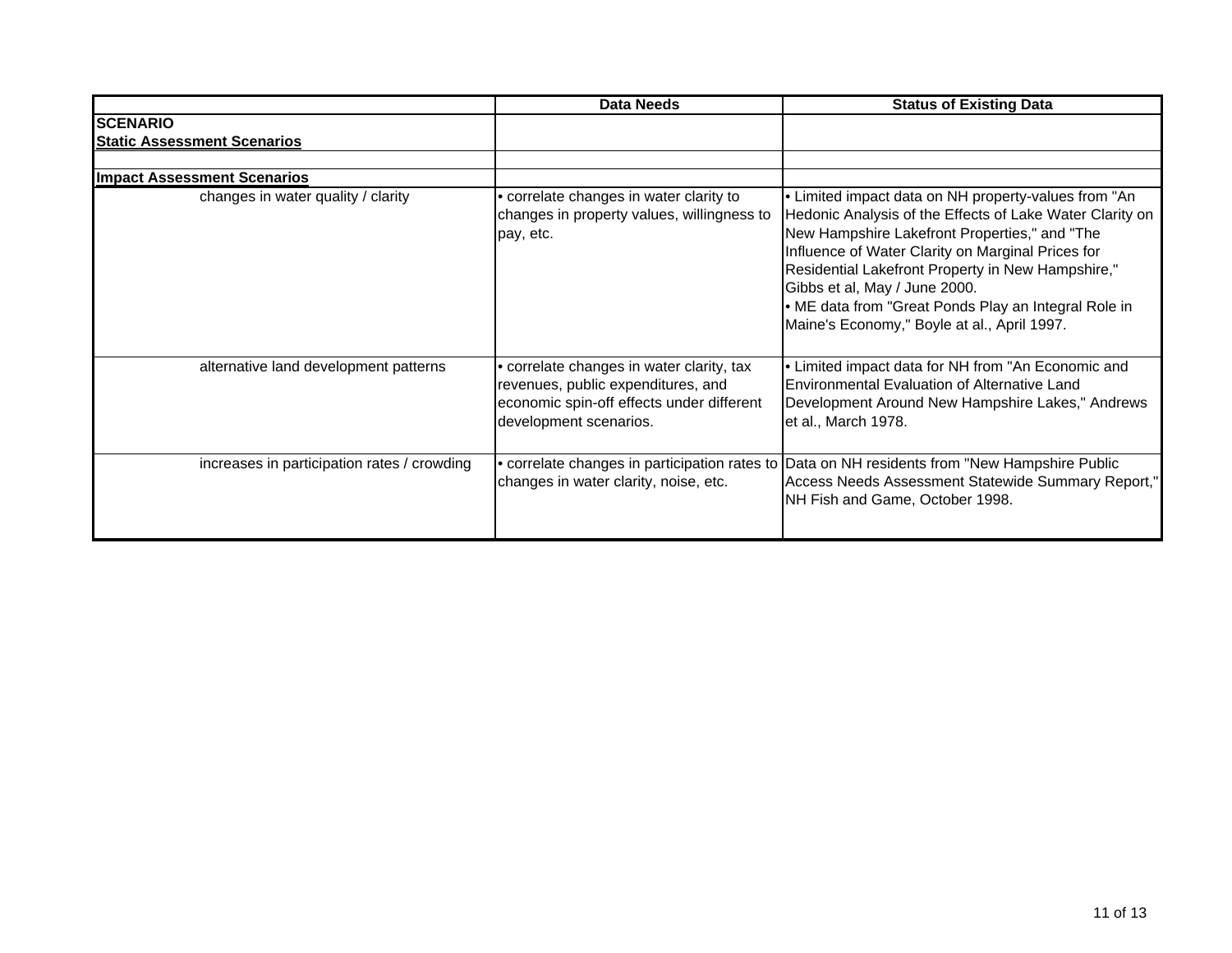| | Data Needs | Status of Existing Data |
|---|---|---|
| **SCENARIO** <br> **Static Assessment Scenarios** | | |
| | | |
| **Impact Assessment Scenarios** | | |
| changes in water quality / clarity | • correlate changes in water clarity to changes in property values, willingness to pay, etc. | • Limited impact data on NH property-values from "An Hedonic Analysis of the Effects of Lake Water Clarity on New Hampshire Lakefront Properties," and "The Influence of Water Clarity on Marginal Prices for Residential Lakefront Property in New Hampshire," Gibbs et al, May / June 2000. <br> • ME data from "Great Ponds Play an Integral Role in Maine's Economy," Boyle at al., April 1997. |
| alternative land development patterns | • correlate changes in water clarity, tax revenues, public expenditures, and economic spin-off effects under different development scenarios. | • Limited impact data for NH from "An Economic and Environmental Evaluation of Alternative Land Development Around New Hampshire Lakes," Andrews et al., March 1978. |
| increases in participation rates / crowding | • correlate changes in participation rates to changes in water clarity, noise, etc. | Data on NH residents from "New Hampshire Public Access Needs Assessment Statewide Summary Report," NH Fish and Game, October 1998. |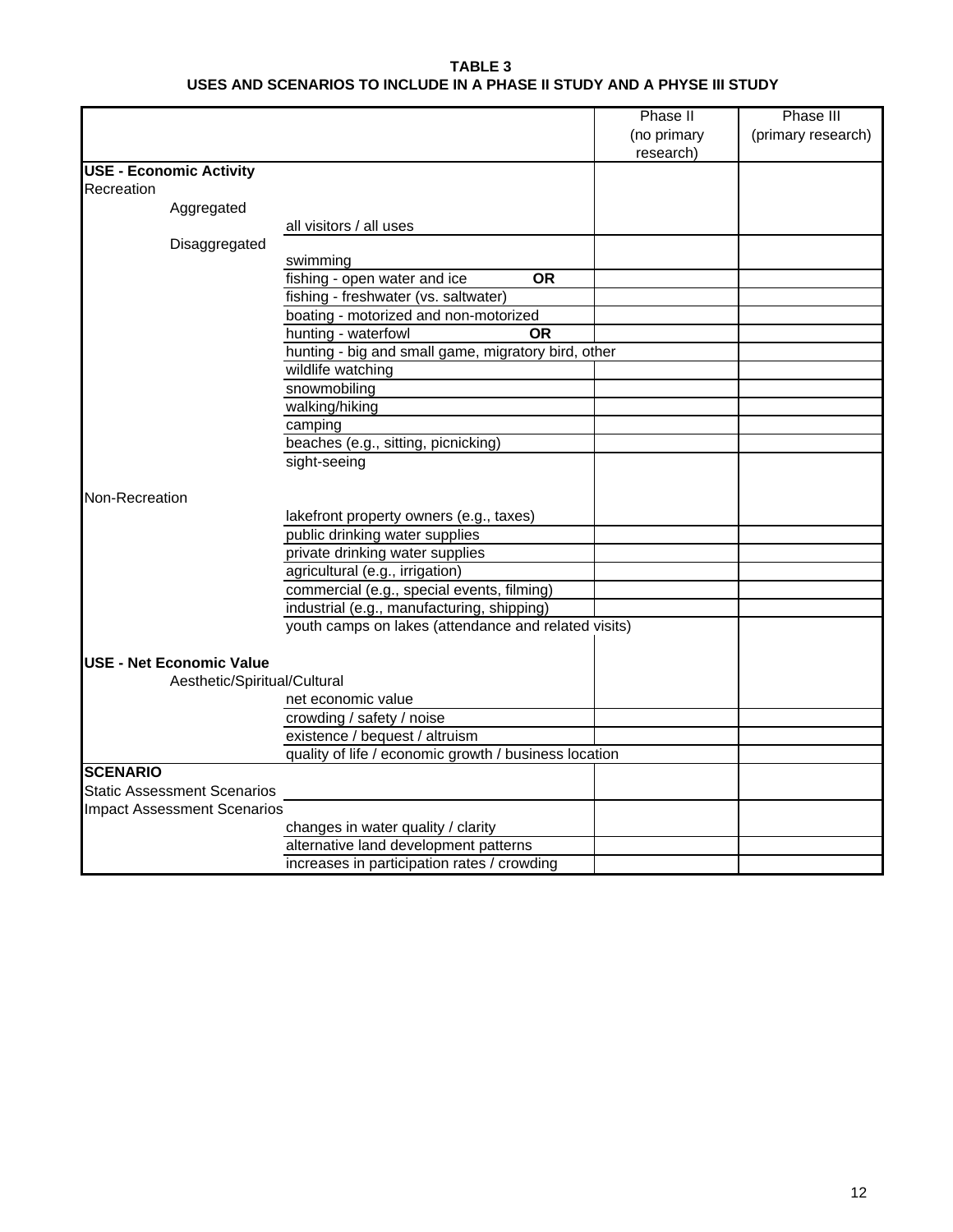**TABLE 3**
**USES AND SCENARIOS TO INCLUDE IN A PHASE II STUDY AND A PHYSE III STUDY**

| | | Phase II (no primary research) | Phase III (primary research) |
|---|---|---|---|
| **USE - Economic Activity** | | | |
| Recreation | | | |
| Aggregated | | | |
| | all visitors / all uses | | |
| Disaggregated | | | |
| | swimming | | |
| | fishing - open water and ice **OR** | | |
| | fishing - freshwater (vs. saltwater) | | |
| | boating - motorized and non-motorized | | |
| | hunting - waterfowl **OR** | | |
| | hunting - big and small game, migratory bird, other | | |
| | wildlife watching | | |
| | snowmobiling | | |
| | walking/hiking | | |
| | camping | | |
| | beaches (e.g., sitting, picnicking) | | |
| | sight-seeing | | |
| Non-Recreation | | | |
| | lakefront property owners (e.g., taxes) | | |
| | public drinking water supplies | | |
| | private drinking water supplies | | |
| | agricultural (e.g., irrigation) | | |
| | commercial (e.g., special events, filming) | | |
| | industrial (e.g., manufacturing, shipping) | | |
| | youth camps on lakes (attendance and related visits) | | |
| **USE - Net Economic Value** | | | |
| Aesthetic/Spiritual/Cultural | | | |
| | net economic value | | |
| | crowding / safety / noise | | |
| | existence / bequest / altruism | | |
| | quality of life / economic growth / business location | | |
| **SCENARIO** | | | |
| Static Assessment Scenarios | | | |
| Impact Assessment Scenarios | | | |
| | changes in water quality / clarity | | |
| | alternative land development patterns | | |
| | increases in participation rates / crowding | | |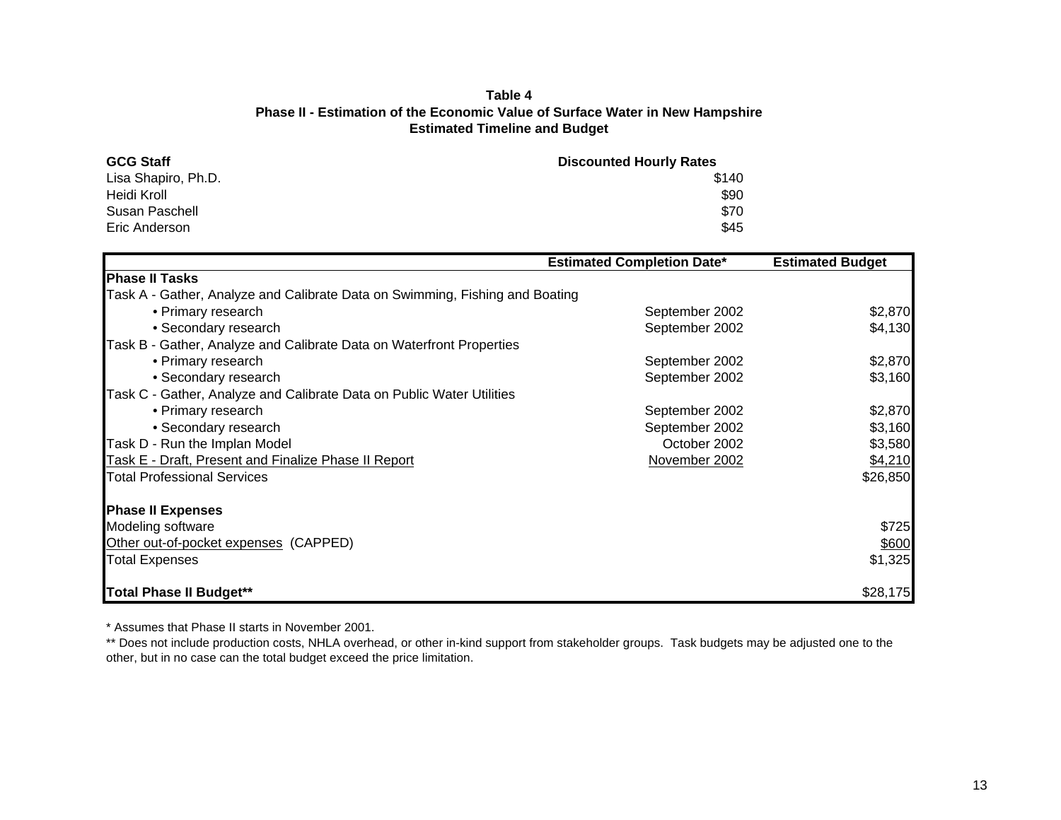**Table 4**
**Phase II - Estimation of the Economic Value of Surface Water in New Hampshire**
**Estimated Timeline and Budget**

| GCG Staff | Discounted Hourly Rates |
|---|---|
| Lisa Shapiro, Ph.D. | $140 |
| Heidi Kroll | $90 |
| Susan Paschell | $70 |
| Eric Anderson | $45 |

| | Estimated Completion Date* | Estimated Budget |
|---|---|---|
| **Phase II Tasks** | | |
| Task A - Gather, Analyze and Calibrate Data on Swimming, Fishing and Boating | | |
| • Primary research | September 2002 | $2,870 |
| • Secondary research | September 2002 | $4,130 |
| Task B - Gather, Analyze and Calibrate Data on Waterfront Properties | | |
| • Primary research | September 2002 | $2,870 |
| • Secondary research | September 2002 | $3,160 |
| Task C - Gather, Analyze and Calibrate Data on Public Water Utilities | | |
| • Primary research | September 2002 | $2,870 |
| • Secondary research | September 2002 | $3,160 |
| Task D - Run the Implan Model | October 2002 | $3,580 |
| Task E - Draft, Present and Finalize Phase II Report | November 2002 | $4,210 |
| Total Professional Services | | $26,850 |
| | | |
| **Phase II Expenses** | | |
| Modeling software | | $725 |
| Other out-of-pocket expenses (CAPPED) | | $600 |
| Total Expenses | | $1,325 |
| | | |
| **Total Phase II Budget**** | | $28,175 |

\* Assumes that Phase II starts in November 2001.

** Does not include production costs, NHLA overhead, or other in-kind support from stakeholder groups. Task budgets may be adjusted one to the other, but in no case can the total budget exceed the price limitation.